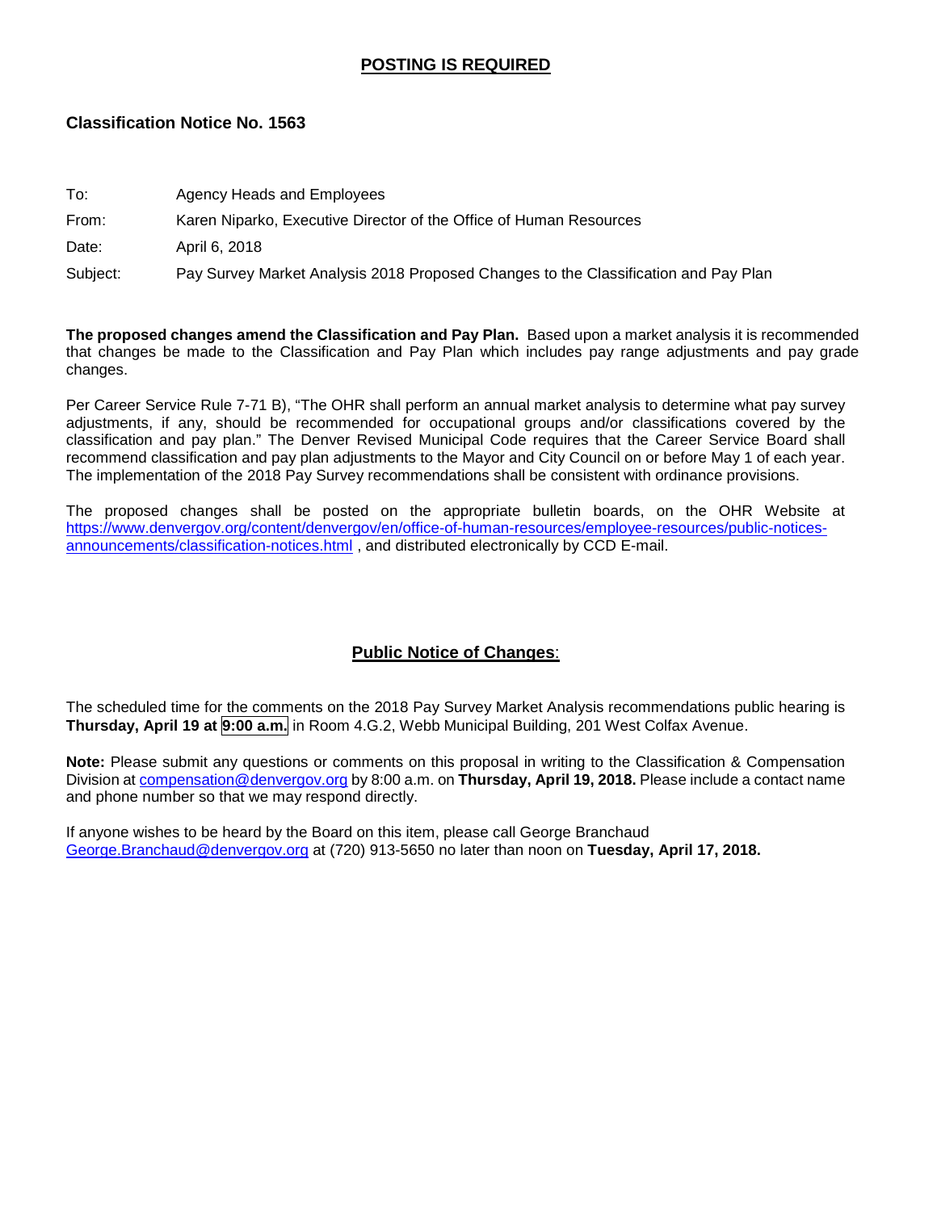## POSTING IS REQUIRED

### Classification Notice No. 1563

To: Agency Heads and Employees

From: Karen Niparko, Executive Director of the Office of Human Resources

Date: April 6, 2018

Subject: Pay Survey Market Analysis 2018 Proposed Changes to the Classification and Pay Plan

**The proposed changes amend the Classification and Pay Plan.** Based upon a market analysis it is recommended that changes be made to the Classification and Pay Plan which includes pay range adjustments and pay grade changes.

Per Career Service Rule 7-71 B), "The OHR shall perform an annual market analysis to determine what pay survey adjustments, if any, should be recommended for occupational groups and/or classifications covered by the classification and pay plan." The Denver Revised Municipal Code requires that the Career Service Board shall recommend classification and pay plan adjustments to the Mayor and City Council on or before May 1 of each year. The implementation of the 2018 Pay Survey recommendations shall be consistent with ordinance provisions.

The proposed changes shall be posted on the appropriate bulletin boards, on the OHR Website at https://www.denvergov.org/content/denvergov/en/office-of-human-resources/employee-resources/public-notices-announcements/classification-notices.html , and distributed electronically by CCD E-mail.

## Public Notice of Changes:

The scheduled time for the comments on the 2018 Pay Survey Market Analysis recommendations public hearing is **Thursday, April 19 at 9:00 a.m.** in Room 4.G.2, Webb Municipal Building, 201 West Colfax Avenue.

**Note:** Please submit any questions or comments on this proposal in writing to the Classification & Compensation Division at compensation@denvergov.org by 8:00 a.m. on **Thursday, April 19, 2018.** Please include a contact name and phone number so that we may respond directly.

If anyone wishes to be heard by the Board on this item, please call George Branchaud George.Branchaud@denvergov.org at (720) 913-5650 no later than noon on **Tuesday, April 17, 2018.**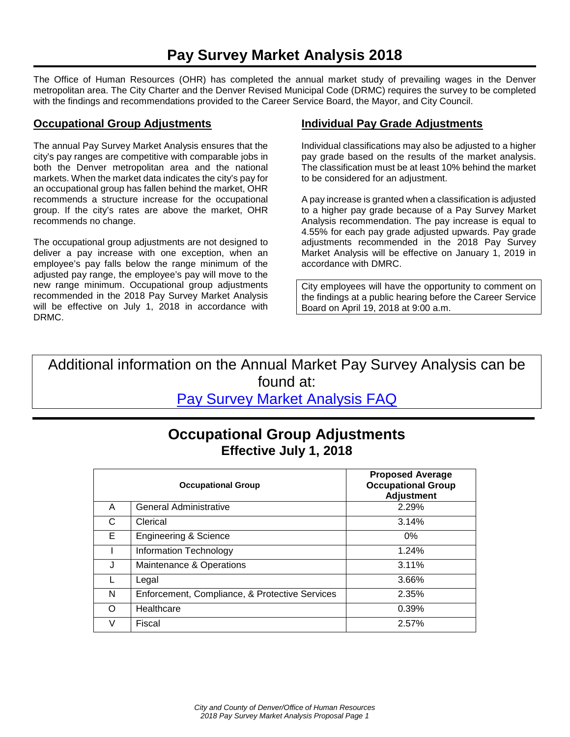# Pay Survey Market Analysis 2018

The Office of Human Resources (OHR) has completed the annual market study of prevailing wages in the Denver metropolitan area. The City Charter and the Denver Revised Municipal Code (DRMC) requires the survey to be completed with the findings and recommendations provided to the Career Service Board, the Mayor, and City Council.

## Occupational Group Adjustments

The annual Pay Survey Market Analysis ensures that the city's pay ranges are competitive with comparable jobs in both the Denver metropolitan area and the national markets. When the market data indicates the city's pay for an occupational group has fallen behind the market, OHR recommends a structure increase for the occupational group. If the city's rates are above the market, OHR recommends no change.

The occupational group adjustments are not designed to deliver a pay increase with one exception, when an employee's pay falls below the range minimum of the adjusted pay range, the employee's pay will move to the new range minimum. Occupational group adjustments recommended in the 2018 Pay Survey Market Analysis will be effective on July 1, 2018 in accordance with DRMC.

## Individual Pay Grade Adjustments

Individual classifications may also be adjusted to a higher pay grade based on the results of the market analysis. The classification must be at least 10% behind the market to be considered for an adjustment.

A pay increase is granted when a classification is adjusted to a higher pay grade because of a Pay Survey Market Analysis recommendation. The pay increase is equal to 4.55% for each pay grade adjusted upwards. Pay grade adjustments recommended in the 2018 Pay Survey Market Analysis will be effective on January 1, 2019 in accordance with DMRC.

City employees will have the opportunity to comment on the findings at a public hearing before the Career Service Board on April 19, 2018 at 9:00 a.m.

Additional information on the Annual Market Pay Survey Analysis can be found at:

[Pay Survey Market Analysis FAQ]

## Occupational Group Adjustments
### Effective July 1, 2018

| Occupational Group | | Proposed Average Occupational Group Adjustment |
|---|---|---|
| A | General Administrative | 2.29% |
| C | Clerical | 3.14% |
| E | Engineering & Science | 0% |
| I | Information Technology | 1.24% |
| J | Maintenance & Operations | 3.11% |
| L | Legal | 3.66% |
| N | Enforcement, Compliance, & Protective Services | 2.35% |
| O | Healthcare | 0.39% |
| V | Fiscal | 2.57% |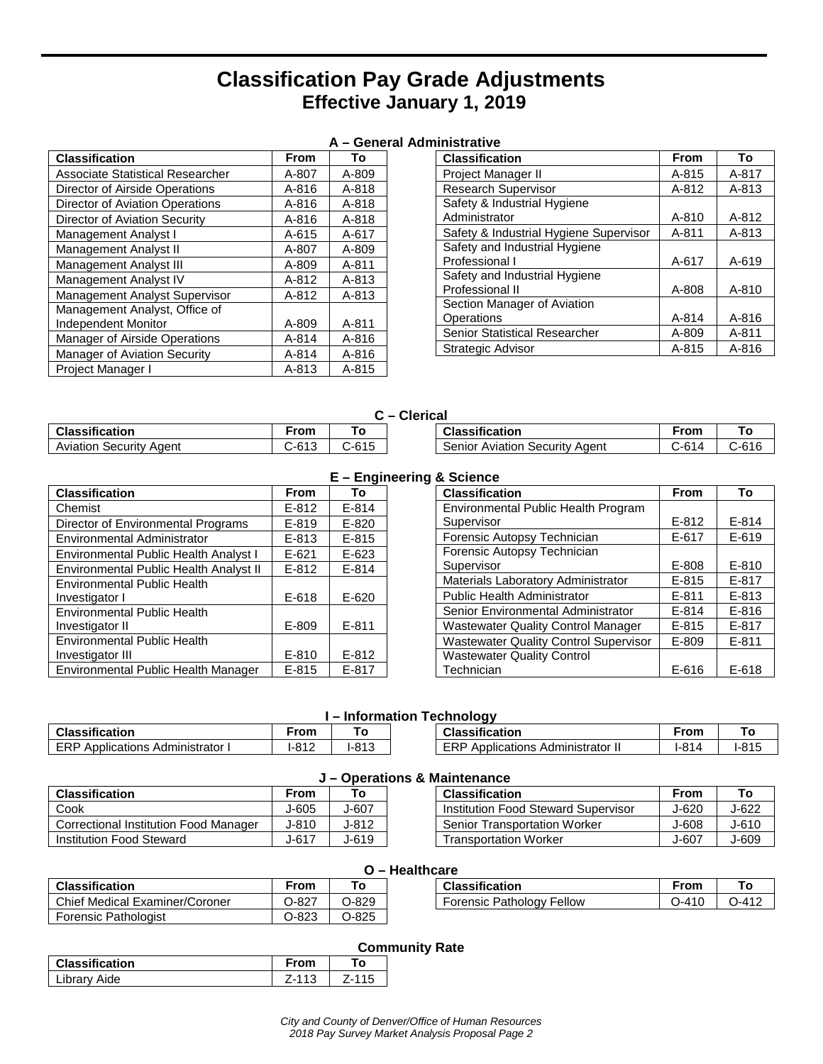# Classification Pay Grade Adjustments
## Effective January 1, 2019

### A – General Administrative

| Classification | From | To |
|---|---|---|
| Associate Statistical Researcher | A-807 | A-809 |
| Director of Airside Operations | A-816 | A-818 |
| Director of Aviation Operations | A-816 | A-818 |
| Director of Aviation Security | A-816 | A-818 |
| Management Analyst I | A-615 | A-617 |
| Management Analyst II | A-807 | A-809 |
| Management Analyst III | A-809 | A-811 |
| Management Analyst IV | A-812 | A-813 |
| Management Analyst Supervisor | A-812 | A-813 |
| Management Analyst, Office of Independent Monitor | A-809 | A-811 |
| Manager of Airside Operations | A-814 | A-816 |
| Manager of Aviation Security | A-814 | A-816 |
| Project Manager I | A-813 | A-815 |
| Project Manager II | A-815 | A-817 |
| Research Supervisor | A-812 | A-813 |
| Safety & Industrial Hygiene Administrator | A-810 | A-812 |
| Safety & Industrial Hygiene Supervisor | A-811 | A-813 |
| Safety and Industrial Hygiene Professional I | A-617 | A-619 |
| Safety and Industrial Hygiene Professional II | A-808 | A-810 |
| Section Manager of Aviation Operations | A-814 | A-816 |
| Senior Statistical Researcher | A-809 | A-811 |
| Strategic Advisor | A-815 | A-816 |

### C – Clerical

| Classification | From | To |
|---|---|---|
| Aviation Security Agent | C-613 | C-615 |
| Senior Aviation Security Agent | C-614 | C-616 |

### E – Engineering & Science

| Classification | From | To |
|---|---|---|
| Chemist | E-812 | E-814 |
| Director of Environmental Programs | E-819 | E-820 |
| Environmental Administrator | E-813 | E-815 |
| Environmental Public Health Analyst I | E-621 | E-623 |
| Environmental Public Health Analyst II | E-812 | E-814 |
| Environmental Public Health Investigator I | E-618 | E-620 |
| Environmental Public Health Investigator II | E-809 | E-811 |
| Environmental Public Health Investigator III | E-810 | E-812 |
| Environmental Public Health Manager | E-815 | E-817 |
| Environmental Public Health Program Supervisor | E-812 | E-814 |
| Forensic Autopsy Technician | E-617 | E-619 |
| Forensic Autopsy Technician Supervisor | E-808 | E-810 |
| Materials Laboratory Administrator | E-815 | E-817 |
| Public Health Administrator | E-811 | E-813 |
| Senior Environmental Administrator | E-814 | E-816 |
| Wastewater Quality Control Manager | E-815 | E-817 |
| Wastewater Quality Control Supervisor | E-809 | E-811 |
| Wastewater Quality Control Technician | E-616 | E-618 |

### I – Information Technology

| Classification | From | To |
|---|---|---|
| ERP Applications Administrator I | I-812 | I-813 |
| ERP Applications Administrator II | I-814 | I-815 |

### J – Operations & Maintenance

| Classification | From | To |
|---|---|---|
| Cook | J-605 | J-607 |
| Correctional Institution Food Manager | J-810 | J-812 |
| Institution Food Steward | J-617 | J-619 |
| Institution Food Steward Supervisor | J-620 | J-622 |
| Senior Transportation Worker | J-608 | J-610 |
| Transportation Worker | J-607 | J-609 |

### O – Healthcare

| Classification | From | To |
|---|---|---|
| Chief Medical Examiner/Coroner | O-827 | O-829 |
| Forensic Pathologist | O-823 | O-825 |
| Forensic Pathology Fellow | O-410 | O-412 |

### Community Rate

| Classification | From | To |
|---|---|---|
| Library Aide | Z-113 | Z-115 |

*City and County of Denver/Office of Human Resources*
*2018 Pay Survey Market Analysis Proposal Page 2*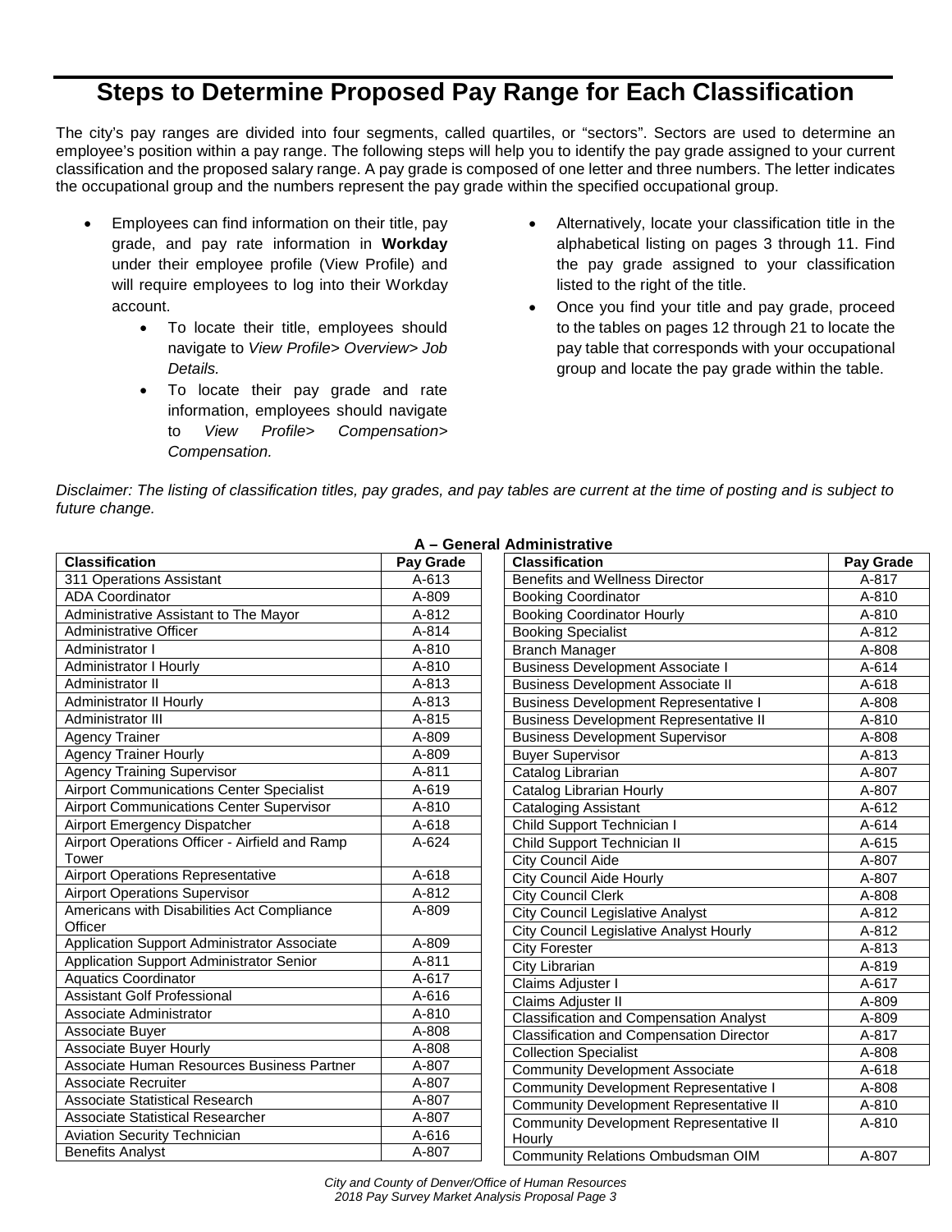# Steps to Determine Proposed Pay Range for Each Classification

The city's pay ranges are divided into four segments, called quartiles, or "sectors". Sectors are used to determine an employee's position within a pay range. The following steps will help you to identify the pay grade assigned to your current classification and the proposed salary range. A pay grade is composed of one letter and three numbers. The letter indicates the occupational group and the numbers represent the pay grade within the specified occupational group.

- Employees can find information on their title, pay grade, and pay rate information in **Workday** under their employee profile (View Profile) and will require employees to log into their Workday account.
  - To locate their title, employees should navigate to *View Profile> Overview> Job Details.*
  - To locate their pay grade and rate information, employees should navigate to *View Profile> Compensation> Compensation.*
- Alternatively, locate your classification title in the alphabetical listing on pages 3 through 11. Find the pay grade assigned to your classification listed to the right of the title.
- Once you find your title and pay grade, proceed to the tables on pages 12 through 21 to locate the pay table that corresponds with your occupational group and locate the pay grade within the table.

*Disclaimer: The listing of classification titles, pay grades, and pay tables are current at the time of posting and is subject to future change.*

**A – General Administrative**

| Classification | Pay Grade |
|---|---|
| 311 Operations Assistant | A-613 |
| ADA Coordinator | A-809 |
| Administrative Assistant to The Mayor | A-812 |
| Administrative Officer | A-814 |
| Administrator I | A-810 |
| Administrator I Hourly | A-810 |
| Administrator II | A-813 |
| Administrator II Hourly | A-813 |
| Administrator III | A-815 |
| Agency Trainer | A-809 |
| Agency Trainer Hourly | A-809 |
| Agency Training Supervisor | A-811 |
| Airport Communications Center Specialist | A-619 |
| Airport Communications Center Supervisor | A-810 |
| Airport Emergency Dispatcher | A-618 |
| Airport Operations Officer - Airfield and Ramp Tower | A-624 |
| Airport Operations Representative | A-618 |
| Airport Operations Supervisor | A-812 |
| Americans with Disabilities Act Compliance Officer | A-809 |
| Application Support Administrator Associate | A-809 |
| Application Support Administrator Senior | A-811 |
| Aquatics Coordinator | A-617 |
| Assistant Golf Professional | A-616 |
| Associate Administrator | A-810 |
| Associate Buyer | A-808 |
| Associate Buyer Hourly | A-808 |
| Associate Human Resources Business Partner | A-807 |
| Associate Recruiter | A-807 |
| Associate Statistical Research | A-807 |
| Associate Statistical Researcher | A-807 |
| Aviation Security Technician | A-616 |
| Benefits Analyst | A-807 |
| Benefits and Wellness Director | A-817 |
| Booking Coordinator | A-810 |
| Booking Coordinator Hourly | A-810 |
| Booking Specialist | A-812 |
| Branch Manager | A-808 |
| Business Development Associate I | A-614 |
| Business Development Associate II | A-618 |
| Business Development Representative I | A-808 |
| Business Development Representative II | A-810 |
| Business Development Supervisor | A-808 |
| Buyer Supervisor | A-813 |
| Catalog Librarian | A-807 |
| Catalog Librarian Hourly | A-807 |
| Cataloging Assistant | A-612 |
| Child Support Technician I | A-614 |
| Child Support Technician II | A-615 |
| City Council Aide | A-807 |
| City Council Aide Hourly | A-807 |
| City Council Clerk | A-808 |
| City Council Legislative Analyst | A-812 |
| City Council Legislative Analyst Hourly | A-812 |
| City Forester | A-813 |
| City Librarian | A-819 |
| Claims Adjuster I | A-617 |
| Claims Adjuster II | A-809 |
| Classification and Compensation Analyst | A-809 |
| Classification and Compensation Director | A-817 |
| Collection Specialist | A-808 |
| Community Development Associate | A-618 |
| Community Development Representative I | A-808 |
| Community Development Representative II | A-810 |
| Community Development Representative II Hourly | A-810 |
| Community Relations Ombudsman OIM | A-807 |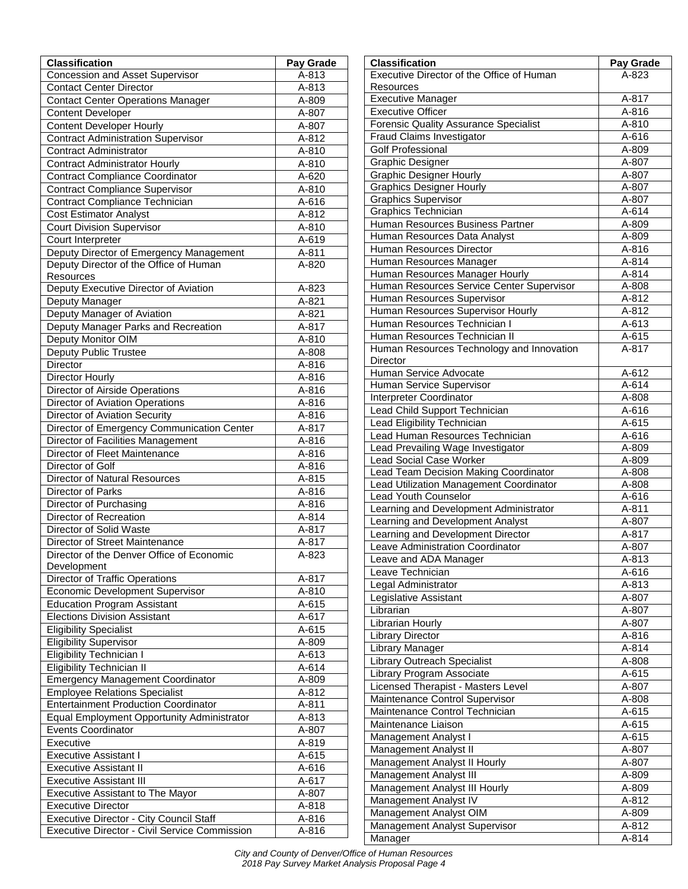| Classification | Pay Grade |
|---|---|
| Concession and Asset Supervisor | A-813 |
| Contact Center Director | A-813 |
| Contact Center Operations Manager | A-809 |
| Content Developer | A-807 |
| Content Developer Hourly | A-807 |
| Contract Administration Supervisor | A-812 |
| Contract Administrator | A-810 |
| Contract Administrator Hourly | A-810 |
| Contract Compliance Coordinator | A-620 |
| Contract Compliance Supervisor | A-810 |
| Contract Compliance Technician | A-616 |
| Cost Estimator Analyst | A-812 |
| Court Division Supervisor | A-810 |
| Court Interpreter | A-619 |
| Deputy Director of Emergency Management | A-811 |
| Deputy Director of the Office of Human Resources | A-820 |
| Deputy Executive Director of Aviation | A-823 |
| Deputy Manager | A-821 |
| Deputy Manager of Aviation | A-821 |
| Deputy Manager Parks and Recreation | A-817 |
| Deputy Monitor OIM | A-810 |
| Deputy Public Trustee | A-808 |
| Director | A-816 |
| Director Hourly | A-816 |
| Director of Airside Operations | A-816 |
| Director of Aviation Operations | A-816 |
| Director of Aviation Security | A-816 |
| Director of Emergency Communication Center | A-817 |
| Director of Facilities Management | A-816 |
| Director of Fleet Maintenance | A-816 |
| Director of Golf | A-816 |
| Director of Natural Resources | A-815 |
| Director of Parks | A-816 |
| Director of Purchasing | A-816 |
| Director of Recreation | A-814 |
| Director of Solid Waste | A-817 |
| Director of Street Maintenance | A-817 |
| Director of the Denver Office of Economic Development | A-823 |
| Director of Traffic Operations | A-817 |
| Economic Development Supervisor | A-810 |
| Education Program Assistant | A-615 |
| Elections Division Assistant | A-617 |
| Eligibility Specialist | A-615 |
| Eligibility Supervisor | A-809 |
| Eligibility Technician I | A-613 |
| Eligibility Technician II | A-614 |
| Emergency Management Coordinator | A-809 |
| Employee Relations Specialist | A-812 |
| Entertainment Production Coordinator | A-811 |
| Equal Employment Opportunity Administrator | A-813 |
| Events Coordinator | A-807 |
| Executive | A-819 |
| Executive Assistant I | A-615 |
| Executive Assistant II | A-616 |
| Executive Assistant III | A-617 |
| Executive Assistant to The Mayor | A-807 |
| Executive Director | A-818 |
| Executive Director - City Council Staff | A-816 |
| Executive Director - Civil Service Commission | A-816 |

| Classification | Pay Grade |
|---|---|
| Executive Director of the Office of Human Resources | A-823 |
| Executive Manager | A-817 |
| Executive Officer | A-816 |
| Forensic Quality Assurance Specialist | A-810 |
| Fraud Claims Investigator | A-616 |
| Golf Professional | A-809 |
| Graphic Designer | A-807 |
| Graphic Designer Hourly | A-807 |
| Graphics Designer Hourly | A-807 |
| Graphics Supervisor | A-807 |
| Graphics Technician | A-614 |
| Human Resources Business Partner | A-809 |
| Human Resources Data Analyst | A-809 |
| Human Resources Director | A-816 |
| Human Resources Manager | A-814 |
| Human Resources Manager Hourly | A-814 |
| Human Resources Service Center Supervisor | A-808 |
| Human Resources Supervisor | A-812 |
| Human Resources Supervisor Hourly | A-812 |
| Human Resources Technician I | A-613 |
| Human Resources Technician II | A-615 |
| Human Resources Technology and Innovation Director | A-817 |
| Human Service Advocate | A-612 |
| Human Service Supervisor | A-614 |
| Interpreter Coordinator | A-808 |
| Lead Child Support Technician | A-616 |
| Lead Eligibility Technician | A-615 |
| Lead Human Resources Technician | A-616 |
| Lead Prevailing Wage Investigator | A-809 |
| Lead Social Case Worker | A-809 |
| Lead Team Decision Making Coordinator | A-808 |
| Lead Utilization Management Coordinator | A-808 |
| Lead Youth Counselor | A-616 |
| Learning and Development Administrator | A-811 |
| Learning and Development Analyst | A-807 |
| Learning and Development Director | A-817 |
| Leave Administration Coordinator | A-807 |
| Leave and ADA Manager | A-813 |
| Leave Technician | A-616 |
| Legal Administrator | A-813 |
| Legislative Assistant | A-807 |
| Librarian | A-807 |
| Librarian Hourly | A-807 |
| Library Director | A-816 |
| Library Manager | A-814 |
| Library Outreach Specialist | A-808 |
| Library Program Associate | A-615 |
| Licensed Therapist - Masters Level | A-807 |
| Maintenance Control Supervisor | A-808 |
| Maintenance Control Technician | A-615 |
| Maintenance Liaison | A-615 |
| Management Analyst I | A-615 |
| Management Analyst II | A-807 |
| Management Analyst II Hourly | A-807 |
| Management Analyst III | A-809 |
| Management Analyst III Hourly | A-809 |
| Management Analyst IV | A-812 |
| Management Analyst OIM | A-809 |
| Management Analyst Supervisor | A-812 |
| Manager | A-814 |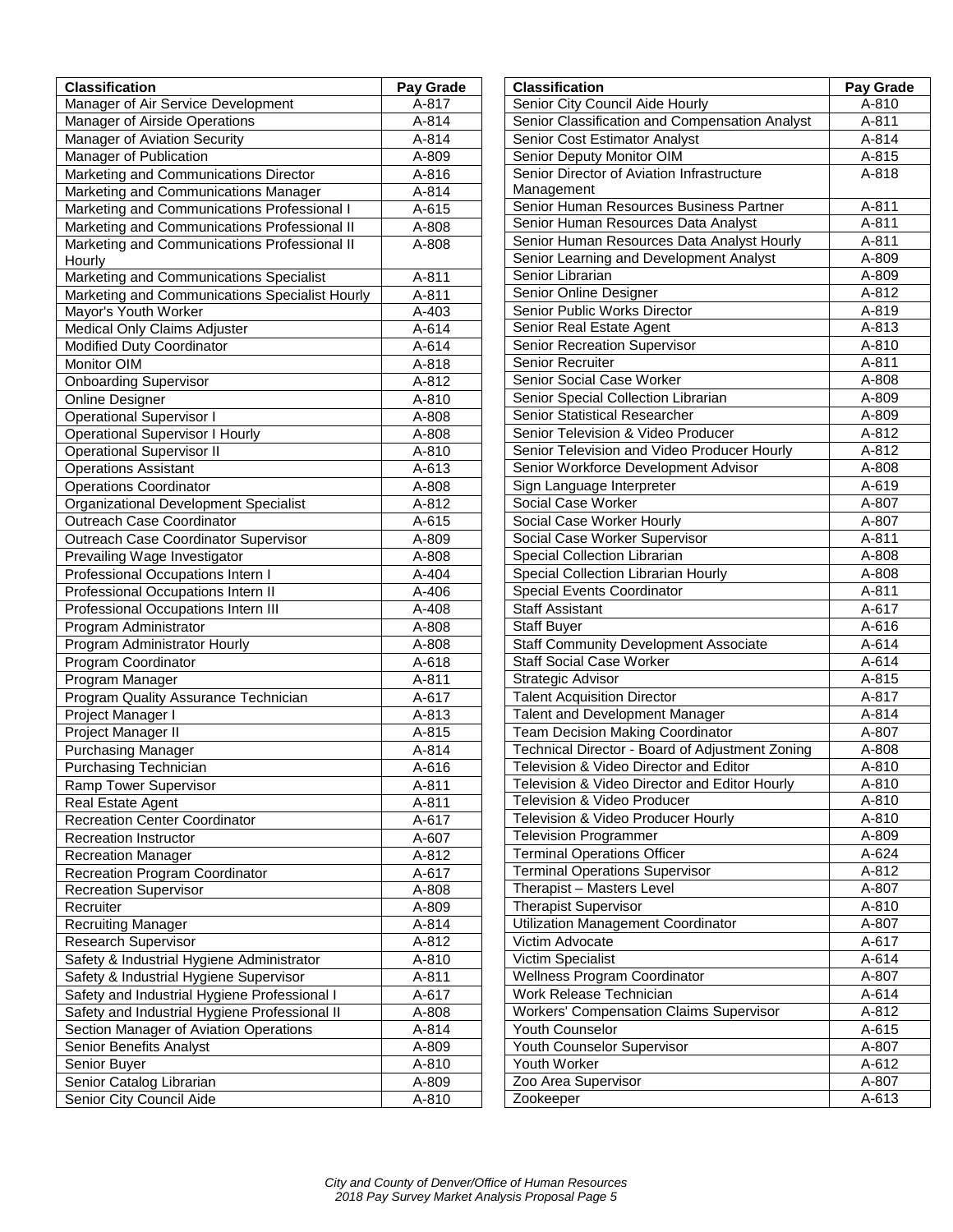| Classification | Pay Grade |
|---|---|
| Manager of Air Service Development | A-817 |
| Manager of Airside Operations | A-814 |
| Manager of Aviation Security | A-814 |
| Manager of Publication | A-809 |
| Marketing and Communications Director | A-816 |
| Marketing and Communications Manager | A-814 |
| Marketing and Communications Professional I | A-615 |
| Marketing and Communications Professional II | A-808 |
| Marketing and Communications Professional II Hourly | A-808 |
| Marketing and Communications Specialist | A-811 |
| Marketing and Communications Specialist Hourly | A-811 |
| Mayor's Youth Worker | A-403 |
| Medical Only Claims Adjuster | A-614 |
| Modified Duty Coordinator | A-614 |
| Monitor OIM | A-818 |
| Onboarding Supervisor | A-812 |
| Online Designer | A-810 |
| Operational Supervisor I | A-808 |
| Operational Supervisor I Hourly | A-808 |
| Operational Supervisor II | A-810 |
| Operations Assistant | A-613 |
| Operations Coordinator | A-808 |
| Organizational Development Specialist | A-812 |
| Outreach Case Coordinator | A-615 |
| Outreach Case Coordinator Supervisor | A-809 |
| Prevailing Wage Investigator | A-808 |
| Professional Occupations Intern I | A-404 |
| Professional Occupations Intern II | A-406 |
| Professional Occupations Intern III | A-408 |
| Program Administrator | A-808 |
| Program Administrator Hourly | A-808 |
| Program Coordinator | A-618 |
| Program Manager | A-811 |
| Program Quality Assurance Technician | A-617 |
| Project Manager I | A-813 |
| Project Manager II | A-815 |
| Purchasing Manager | A-814 |
| Purchasing Technician | A-616 |
| Ramp Tower Supervisor | A-811 |
| Real Estate Agent | A-811 |
| Recreation Center Coordinator | A-617 |
| Recreation Instructor | A-607 |
| Recreation Manager | A-812 |
| Recreation Program Coordinator | A-617 |
| Recreation Supervisor | A-808 |
| Recruiter | A-809 |
| Recruiting Manager | A-814 |
| Research Supervisor | A-812 |
| Safety & Industrial Hygiene Administrator | A-810 |
| Safety & Industrial Hygiene Supervisor | A-811 |
| Safety and Industrial Hygiene Professional I | A-617 |
| Safety and Industrial Hygiene Professional II | A-808 |
| Section Manager of Aviation Operations | A-814 |
| Senior Benefits Analyst | A-809 |
| Senior Buyer | A-810 |
| Senior Catalog Librarian | A-809 |
| Senior City Council Aide | A-810 |

| Classification | Pay Grade |
|---|---|
| Senior City Council Aide Hourly | A-810 |
| Senior Classification and Compensation Analyst | A-811 |
| Senior Cost Estimator Analyst | A-814 |
| Senior Deputy Monitor OIM | A-815 |
| Senior Director of Aviation Infrastructure Management | A-818 |
| Senior Human Resources Business Partner | A-811 |
| Senior Human Resources Data Analyst | A-811 |
| Senior Human Resources Data Analyst Hourly | A-811 |
| Senior Learning and Development Analyst | A-809 |
| Senior Librarian | A-809 |
| Senior Online Designer | A-812 |
| Senior Public Works Director | A-819 |
| Senior Real Estate Agent | A-813 |
| Senior Recreation Supervisor | A-810 |
| Senior Recruiter | A-811 |
| Senior Social Case Worker | A-808 |
| Senior Special Collection Librarian | A-809 |
| Senior Statistical Researcher | A-809 |
| Senior Television & Video Producer | A-812 |
| Senior Television and Video Producer Hourly | A-812 |
| Senior Workforce Development Advisor | A-808 |
| Sign Language Interpreter | A-619 |
| Social Case Worker | A-807 |
| Social Case Worker Hourly | A-807 |
| Social Case Worker Supervisor | A-811 |
| Special Collection Librarian | A-808 |
| Special Collection Librarian Hourly | A-808 |
| Special Events Coordinator | A-811 |
| Staff Assistant | A-617 |
| Staff Buyer | A-616 |
| Staff Community Development Associate | A-614 |
| Staff Social Case Worker | A-614 |
| Strategic Advisor | A-815 |
| Talent Acquisition Director | A-817 |
| Talent and Development Manager | A-814 |
| Team Decision Making Coordinator | A-807 |
| Technical Director - Board of Adjustment Zoning | A-808 |
| Television & Video Director and Editor | A-810 |
| Television & Video Director and Editor Hourly | A-810 |
| Television & Video Producer | A-810 |
| Television & Video Producer Hourly | A-810 |
| Television Programmer | A-809 |
| Terminal Operations Officer | A-624 |
| Terminal Operations Supervisor | A-812 |
| Therapist – Masters Level | A-807 |
| Therapist Supervisor | A-810 |
| Utilization Management Coordinator | A-807 |
| Victim Advocate | A-617 |
| Victim Specialist | A-614 |
| Wellness Program Coordinator | A-807 |
| Work Release Technician | A-614 |
| Workers' Compensation Claims Supervisor | A-812 |
| Youth Counselor | A-615 |
| Youth Counselor Supervisor | A-807 |
| Youth Worker | A-612 |
| Zoo Area Supervisor | A-807 |
| Zookeeper | A-613 |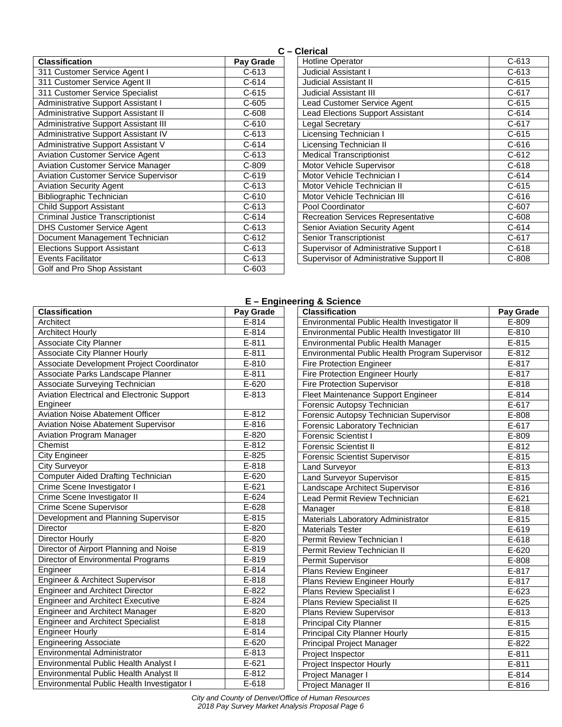## C – Clerical

| Classification | Pay Grade |
|---|---|
| 311 Customer Service Agent I | C-613 |
| 311 Customer Service Agent II | C-614 |
| 311 Customer Service Specialist | C-615 |
| Administrative Support Assistant I | C-605 |
| Administrative Support Assistant II | C-608 |
| Administrative Support Assistant III | C-610 |
| Administrative Support Assistant IV | C-613 |
| Administrative Support Assistant V | C-614 |
| Aviation Customer Service Agent | C-613 |
| Aviation Customer Service Manager | C-809 |
| Aviation Customer Service Supervisor | C-619 |
| Aviation Security Agent | C-613 |
| Bibliographic Technician | C-610 |
| Child Support Assistant | C-613 |
| Criminal Justice Transcriptionist | C-614 |
| DHS Customer Service Agent | C-613 |
| Document Management Technician | C-612 |
| Elections Support Assistant | C-613 |
| Events Facilitator | C-613 |
| Golf and Pro Shop Assistant | C-603 |
| Hotline Operator | C-613 |
| Judicial Assistant I | C-613 |
| Judicial Assistant II | C-615 |
| Judicial Assistant III | C-617 |
| Lead Customer Service Agent | C-615 |
| Lead Elections Support Assistant | C-614 |
| Legal Secretary | C-617 |
| Licensing Technician I | C-615 |
| Licensing Technician II | C-616 |
| Medical Transcriptionist | C-612 |
| Motor Vehicle Supervisor | C-618 |
| Motor Vehicle Technician I | C-614 |
| Motor Vehicle Technician II | C-615 |
| Motor Vehicle Technician III | C-616 |
| Pool Coordinator | C-607 |
| Recreation Services Representative | C-608 |
| Senior Aviation Security Agent | C-614 |
| Senior Transcriptionist | C-617 |
| Supervisor of Administrative Support I | C-618 |
| Supervisor of Administrative Support II | C-808 |

## E – Engineering & Science

| Classification | Pay Grade |
|---|---|
| Architect | E-814 |
| Architect Hourly | E-814 |
| Associate City Planner | E-811 |
| Associate City Planner Hourly | E-811 |
| Associate Development Project Coordinator | E-810 |
| Associate Parks Landscape Planner | E-811 |
| Associate Surveying Technician | E-620 |
| Aviation Electrical and Electronic Support Engineer | E-813 |
| Aviation Noise Abatement Officer | E-812 |
| Aviation Noise Abatement Supervisor | E-816 |
| Aviation Program Manager | E-820 |
| Chemist | E-812 |
| City Engineer | E-825 |
| City Surveyor | E-818 |
| Computer Aided Drafting Technician | E-620 |
| Crime Scene Investigator I | E-621 |
| Crime Scene Investigator II | E-624 |
| Crime Scene Supervisor | E-628 |
| Development and Planning Supervisor | E-815 |
| Director | E-820 |
| Director Hourly | E-820 |
| Director of Airport Planning and Noise | E-819 |
| Director of Environmental Programs | E-819 |
| Engineer | E-814 |
| Engineer & Architect Supervisor | E-818 |
| Engineer and Architect Director | E-822 |
| Engineer and Architect Executive | E-824 |
| Engineer and Architect Manager | E-820 |
| Engineer and Architect Specialist | E-818 |
| Engineer Hourly | E-814 |
| Engineering Associate | E-620 |
| Environmental Administrator | E-813 |
| Environmental Public Health Analyst I | E-621 |
| Environmental Public Health Analyst II | E-812 |
| Environmental Public Health Investigator I | E-618 |
| Environmental Public Health Investigator II | E-809 |
| Environmental Public Health Investigator III | E-810 |
| Environmental Public Health Manager | E-815 |
| Environmental Public Health Program Supervisor | E-812 |
| Fire Protection Engineer | E-817 |
| Fire Protection Engineer Hourly | E-817 |
| Fire Protection Supervisor | E-818 |
| Fleet Maintenance Support Engineer | E-814 |
| Forensic Autopsy Technician | E-617 |
| Forensic Autopsy Technician Supervisor | E-808 |
| Forensic Laboratory Technician | E-617 |
| Forensic Scientist I | E-809 |
| Forensic Scientist II | E-812 |
| Forensic Scientist Supervisor | E-815 |
| Land Surveyor | E-813 |
| Land Surveyor Supervisor | E-815 |
| Landscape Architect Supervisor | E-816 |
| Lead Permit Review Technician | E-621 |
| Manager | E-818 |
| Materials Laboratory Administrator | E-815 |
| Materials Tester | E-619 |
| Permit Review Technician I | E-618 |
| Permit Review Technician II | E-620 |
| Permit Supervisor | E-808 |
| Plans Review Engineer | E-817 |
| Plans Review Engineer Hourly | E-817 |
| Plans Review Specialist I | E-623 |
| Plans Review Specialist II | E-625 |
| Plans Review Supervisor | E-813 |
| Principal City Planner | E-815 |
| Principal City Planner Hourly | E-815 |
| Principal Project Manager | E-822 |
| Project Inspector | E-811 |
| Project Inspector Hourly | E-811 |
| Project Manager I | E-814 |
| Project Manager II | E-816 |

*City and County of Denver/Office of Human Resources*
*2018 Pay Survey Market Analysis Proposal Page 6*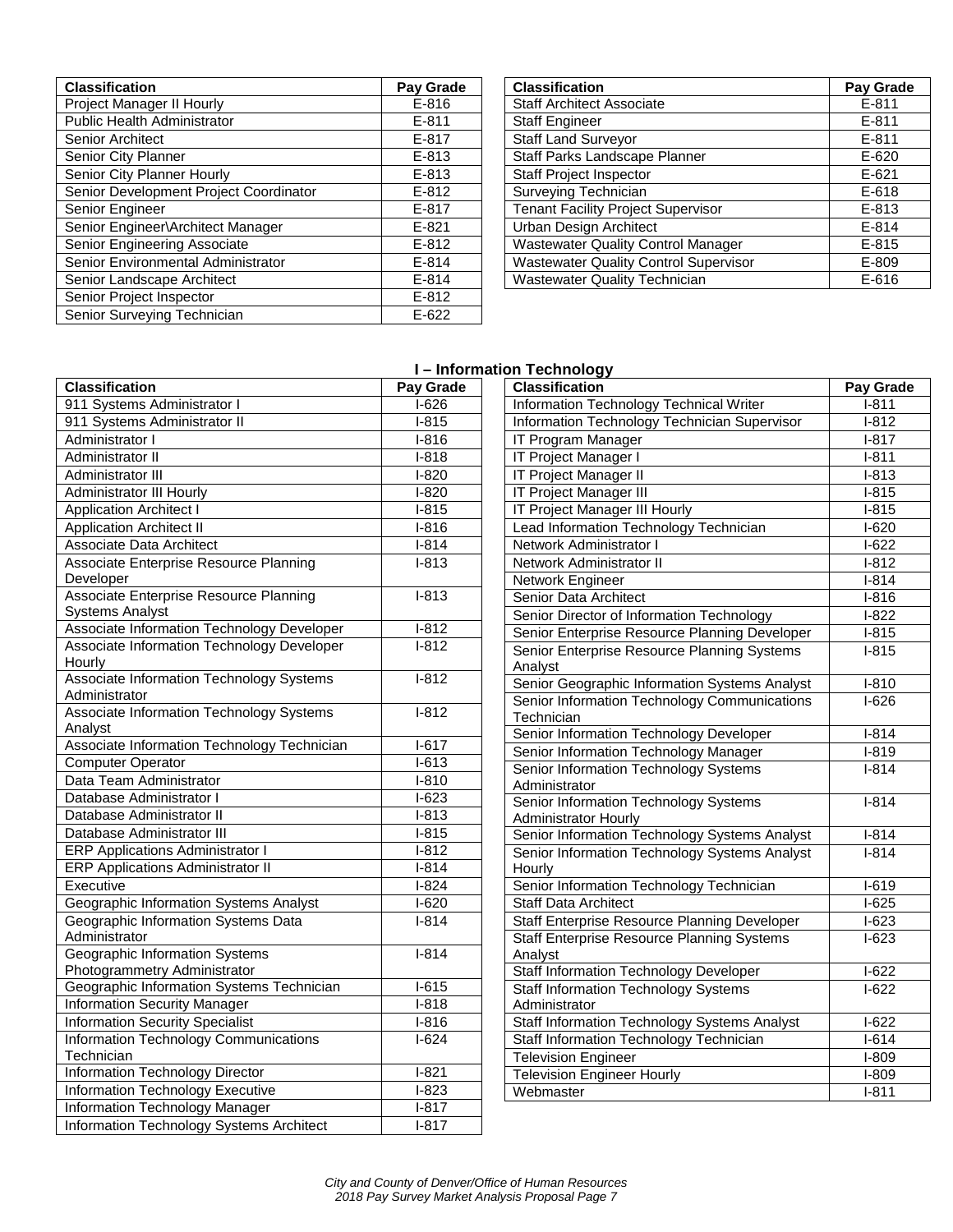| Classification | Pay Grade |
|---|---|
| Project Manager II Hourly | E-816 |
| Public Health Administrator | E-811 |
| Senior Architect | E-817 |
| Senior City Planner | E-813 |
| Senior City Planner Hourly | E-813 |
| Senior Development Project Coordinator | E-812 |
| Senior Engineer | E-817 |
| Senior Engineer\Architect Manager | E-821 |
| Senior Engineering Associate | E-812 |
| Senior Environmental Administrator | E-814 |
| Senior Landscape Architect | E-814 |
| Senior Project Inspector | E-812 |
| Senior Surveying Technician | E-622 |
| Staff Architect Associate | E-811 |
| Staff Engineer | E-811 |
| Staff Land Surveyor | E-811 |
| Staff Parks Landscape Planner | E-620 |
| Staff Project Inspector | E-621 |
| Surveying Technician | E-618 |
| Tenant Facility Project Supervisor | E-813 |
| Urban Design Architect | E-814 |
| Wastewater Quality Control Manager | E-815 |
| Wastewater Quality Control Supervisor | E-809 |
| Wastewater Quality Technician | E-616 |

## I – Information Technology

| Classification | Pay Grade |
|---|---|
| 911 Systems Administrator I | I-626 |
| 911 Systems Administrator II | I-815 |
| Administrator I | I-816 |
| Administrator II | I-818 |
| Administrator III | I-820 |
| Administrator III Hourly | I-820 |
| Application Architect I | I-815 |
| Application Architect II | I-816 |
| Associate Data Architect | I-814 |
| Associate Enterprise Resource Planning Developer | I-813 |
| Associate Enterprise Resource Planning Systems Analyst | I-813 |
| Associate Information Technology Developer | I-812 |
| Associate Information Technology Developer Hourly | I-812 |
| Associate Information Technology Systems Administrator | I-812 |
| Associate Information Technology Systems Analyst | I-812 |
| Associate Information Technology Technician | I-617 |
| Computer Operator | I-613 |
| Data Team Administrator | I-810 |
| Database Administrator I | I-623 |
| Database Administrator II | I-813 |
| Database Administrator III | I-815 |
| ERP Applications Administrator I | I-812 |
| ERP Applications Administrator II | I-814 |
| Executive | I-824 |
| Geographic Information Systems Analyst | I-620 |
| Geographic Information Systems Data Administrator | I-814 |
| Geographic Information Systems Photogrammetry Administrator | I-814 |
| Geographic Information Systems Technician | I-615 |
| Information Security Manager | I-818 |
| Information Security Specialist | I-816 |
| Information Technology Communications Technician | I-624 |
| Information Technology Director | I-821 |
| Information Technology Executive | I-823 |
| Information Technology Manager | I-817 |
| Information Technology Systems Architect | I-817 |
| Information Technology Technical Writer | I-811 |
| Information Technology Technician Supervisor | I-812 |
| IT Program Manager | I-817 |
| IT Project Manager I | I-811 |
| IT Project Manager II | I-813 |
| IT Project Manager III | I-815 |
| IT Project Manager III Hourly | I-815 |
| Lead Information Technology Technician | I-620 |
| Network Administrator I | I-622 |
| Network Administrator II | I-812 |
| Network Engineer | I-814 |
| Senior Data Architect | I-816 |
| Senior Director of Information Technology | I-822 |
| Senior Enterprise Resource Planning Developer | I-815 |
| Senior Enterprise Resource Planning Systems Analyst | I-815 |
| Senior Geographic Information Systems Analyst | I-810 |
| Senior Information Technology Communications Technician | I-626 |
| Senior Information Technology Developer | I-814 |
| Senior Information Technology Manager | I-819 |
| Senior Information Technology Systems Administrator | I-814 |
| Senior Information Technology Systems Administrator Hourly | I-814 |
| Senior Information Technology Systems Analyst | I-814 |
| Senior Information Technology Systems Analyst Hourly | I-814 |
| Senior Information Technology Technician | I-619 |
| Staff Data Architect | I-625 |
| Staff Enterprise Resource Planning Developer | I-623 |
| Staff Enterprise Resource Planning Systems Analyst | I-623 |
| Staff Information Technology Developer | I-622 |
| Staff Information Technology Systems Administrator | I-622 |
| Staff Information Technology Systems Analyst | I-622 |
| Staff Information Technology Technician | I-614 |
| Television Engineer | I-809 |
| Television Engineer Hourly | I-809 |
| Webmaster | I-811 |

*City and County of Denver/Office of Human Resources*
*2018 Pay Survey Market Analysis Proposal Page 7*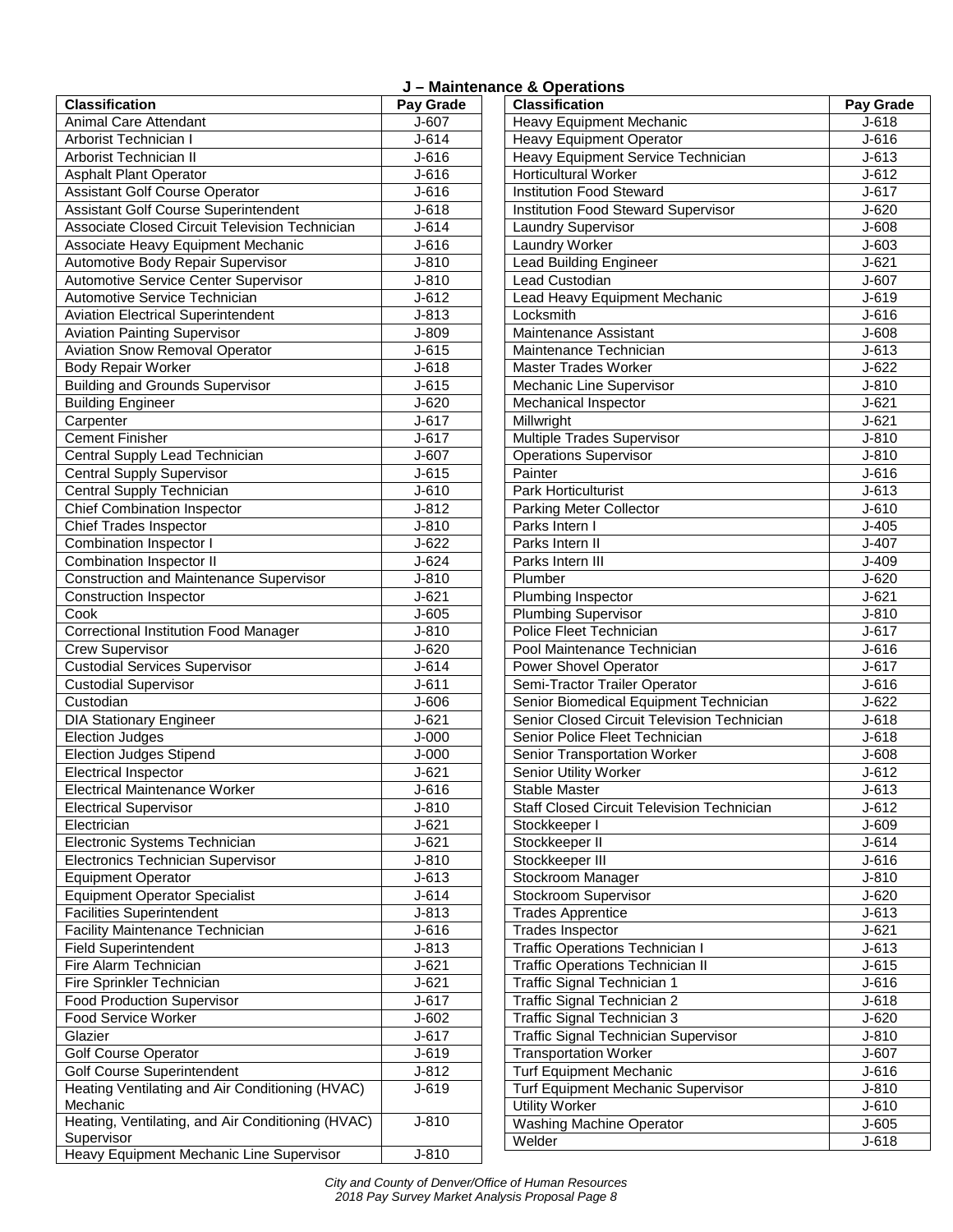## J – Maintenance & Operations

| Classification | Pay Grade |
|---|---|
| Animal Care Attendant | J-607 |
| Arborist Technician I | J-614 |
| Arborist Technician II | J-616 |
| Asphalt Plant Operator | J-616 |
| Assistant Golf Course Operator | J-616 |
| Assistant Golf Course Superintendent | J-618 |
| Associate Closed Circuit Television Technician | J-614 |
| Associate Heavy Equipment Mechanic | J-616 |
| Automotive Body Repair Supervisor | J-810 |
| Automotive Service Center Supervisor | J-810 |
| Automotive Service Technician | J-612 |
| Aviation Electrical Superintendent | J-813 |
| Aviation Painting Supervisor | J-809 |
| Aviation Snow Removal Operator | J-615 |
| Body Repair Worker | J-618 |
| Building and Grounds Supervisor | J-615 |
| Building Engineer | J-620 |
| Carpenter | J-617 |
| Cement Finisher | J-617 |
| Central Supply Lead Technician | J-607 |
| Central Supply Supervisor | J-615 |
| Central Supply Technician | J-610 |
| Chief Combination Inspector | J-812 |
| Chief Trades Inspector | J-810 |
| Combination Inspector I | J-622 |
| Combination Inspector II | J-624 |
| Construction and Maintenance Supervisor | J-810 |
| Construction Inspector | J-621 |
| Cook | J-605 |
| Correctional Institution Food Manager | J-810 |
| Crew Supervisor | J-620 |
| Custodial Services Supervisor | J-614 |
| Custodial Supervisor | J-611 |
| Custodian | J-606 |
| DIA Stationary Engineer | J-621 |
| Election Judges | J-000 |
| Election Judges Stipend | J-000 |
| Electrical Inspector | J-621 |
| Electrical Maintenance Worker | J-616 |
| Electrical Supervisor | J-810 |
| Electrician | J-621 |
| Electronic Systems Technician | J-621 |
| Electronics Technician Supervisor | J-810 |
| Equipment Operator | J-613 |
| Equipment Operator Specialist | J-614 |
| Facilities Superintendent | J-813 |
| Facility Maintenance Technician | J-616 |
| Field Superintendent | J-813 |
| Fire Alarm Technician | J-621 |
| Fire Sprinkler Technician | J-621 |
| Food Production Supervisor | J-617 |
| Food Service Worker | J-602 |
| Glazier | J-617 |
| Golf Course Operator | J-619 |
| Golf Course Superintendent | J-812 |
| Heating Ventilating and Air Conditioning (HVAC) Mechanic | J-619 |
| Heating, Ventilating, and Air Conditioning (HVAC) Supervisor | J-810 |
| Heavy Equipment Mechanic Line Supervisor | J-810 |
| Heavy Equipment Mechanic | J-618 |
| Heavy Equipment Operator | J-616 |
| Heavy Equipment Service Technician | J-613 |
| Horticultural Worker | J-612 |
| Institution Food Steward | J-617 |
| Institution Food Steward Supervisor | J-620 |
| Laundry Supervisor | J-608 |
| Laundry Worker | J-603 |
| Lead Building Engineer | J-621 |
| Lead Custodian | J-607 |
| Lead Heavy Equipment Mechanic | J-619 |
| Locksmith | J-616 |
| Maintenance Assistant | J-608 |
| Maintenance Technician | J-613 |
| Master Trades Worker | J-622 |
| Mechanic Line Supervisor | J-810 |
| Mechanical Inspector | J-621 |
| Millwright | J-621 |
| Multiple Trades Supervisor | J-810 |
| Operations Supervisor | J-810 |
| Painter | J-616 |
| Park Horticulturist | J-613 |
| Parking Meter Collector | J-610 |
| Parks Intern I | J-405 |
| Parks Intern II | J-407 |
| Parks Intern III | J-409 |
| Plumber | J-620 |
| Plumbing Inspector | J-621 |
| Plumbing Supervisor | J-810 |
| Police Fleet Technician | J-617 |
| Pool Maintenance Technician | J-616 |
| Power Shovel Operator | J-617 |
| Semi-Tractor Trailer Operator | J-616 |
| Senior Biomedical Equipment Technician | J-622 |
| Senior Closed Circuit Television Technician | J-618 |
| Senior Police Fleet Technician | J-618 |
| Senior Transportation Worker | J-608 |
| Senior Utility Worker | J-612 |
| Stable Master | J-613 |
| Staff Closed Circuit Television Technician | J-612 |
| Stockkeeper I | J-609 |
| Stockkeeper II | J-614 |
| Stockkeeper III | J-616 |
| Stockroom Manager | J-810 |
| Stockroom Supervisor | J-620 |
| Trades Apprentice | J-613 |
| Trades Inspector | J-621 |
| Traffic Operations Technician I | J-613 |
| Traffic Operations Technician II | J-615 |
| Traffic Signal Technician 1 | J-616 |
| Traffic Signal Technician 2 | J-618 |
| Traffic Signal Technician 3 | J-620 |
| Traffic Signal Technician Supervisor | J-810 |
| Transportation Worker | J-607 |
| Turf Equipment Mechanic | J-616 |
| Turf Equipment Mechanic Supervisor | J-810 |
| Utility Worker | J-610 |
| Washing Machine Operator | J-605 |
| Welder | J-618 |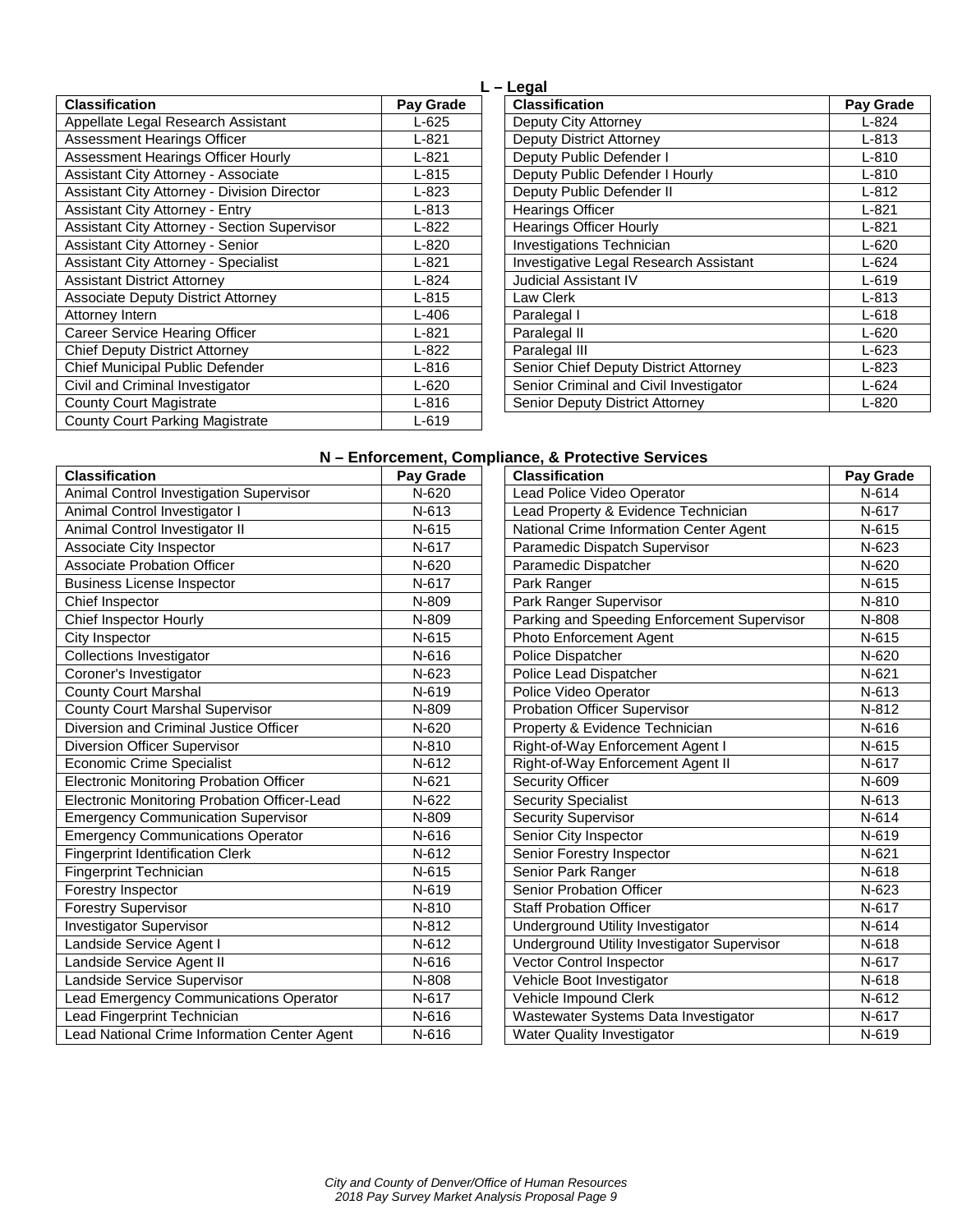## L – Legal

| Classification | Pay Grade |
|---|---|
| Appellate Legal Research Assistant | L-625 |
| Assessment Hearings Officer | L-821 |
| Assessment Hearings Officer Hourly | L-821 |
| Assistant City Attorney - Associate | L-815 |
| Assistant City Attorney - Division Director | L-823 |
| Assistant City Attorney - Entry | L-813 |
| Assistant City Attorney - Section Supervisor | L-822 |
| Assistant City Attorney - Senior | L-820 |
| Assistant City Attorney - Specialist | L-821 |
| Assistant District Attorney | L-824 |
| Associate Deputy District Attorney | L-815 |
| Attorney Intern | L-406 |
| Career Service Hearing Officer | L-821 |
| Chief Deputy District Attorney | L-822 |
| Chief Municipal Public Defender | L-816 |
| Civil and Criminal Investigator | L-620 |
| County Court Magistrate | L-816 |
| County Court Parking Magistrate | L-619 |
| Deputy City Attorney | L-824 |
| Deputy District Attorney | L-813 |
| Deputy Public Defender I | L-810 |
| Deputy Public Defender I Hourly | L-810 |
| Deputy Public Defender II | L-812 |
| Hearings Officer | L-821 |
| Hearings Officer Hourly | L-821 |
| Investigations Technician | L-620 |
| Investigative Legal Research Assistant | L-624 |
| Judicial Assistant IV | L-619 |
| Law Clerk | L-813 |
| Paralegal I | L-618 |
| Paralegal II | L-620 |
| Paralegal III | L-623 |
| Senior Chief Deputy District Attorney | L-823 |
| Senior Criminal and Civil Investigator | L-624 |
| Senior Deputy District Attorney | L-820 |

## N – Enforcement, Compliance, & Protective Services

| Classification | Pay Grade |
|---|---|
| Animal Control Investigation Supervisor | N-620 |
| Animal Control Investigator I | N-613 |
| Animal Control Investigator II | N-615 |
| Associate City Inspector | N-617 |
| Associate Probation Officer | N-620 |
| Business License Inspector | N-617 |
| Chief Inspector | N-809 |
| Chief Inspector Hourly | N-809 |
| City Inspector | N-615 |
| Collections Investigator | N-616 |
| Coroner's Investigator | N-623 |
| County Court Marshal | N-619 |
| County Court Marshal Supervisor | N-809 |
| Diversion and Criminal Justice Officer | N-620 |
| Diversion Officer Supervisor | N-810 |
| Economic Crime Specialist | N-612 |
| Electronic Monitoring Probation Officer | N-621 |
| Electronic Monitoring Probation Officer-Lead | N-622 |
| Emergency Communication Supervisor | N-809 |
| Emergency Communications Operator | N-616 |
| Fingerprint Identification Clerk | N-612 |
| Fingerprint Technician | N-615 |
| Forestry Inspector | N-619 |
| Forestry Supervisor | N-810 |
| Investigator Supervisor | N-812 |
| Landside Service Agent I | N-612 |
| Landside Service Agent II | N-616 |
| Landside Service Supervisor | N-808 |
| Lead Emergency Communications Operator | N-617 |
| Lead Fingerprint Technician | N-616 |
| Lead National Crime Information Center Agent | N-616 |
| Lead Police Video Operator | N-614 |
| Lead Property & Evidence Technician | N-617 |
| National Crime Information Center Agent | N-615 |
| Paramedic Dispatch Supervisor | N-623 |
| Paramedic Dispatcher | N-620 |
| Park Ranger | N-615 |
| Park Ranger Supervisor | N-810 |
| Parking and Speeding Enforcement Supervisor | N-808 |
| Photo Enforcement Agent | N-615 |
| Police Dispatcher | N-620 |
| Police Lead Dispatcher | N-621 |
| Police Video Operator | N-613 |
| Probation Officer Supervisor | N-812 |
| Property & Evidence Technician | N-616 |
| Right-of-Way Enforcement Agent I | N-615 |
| Right-of-Way Enforcement Agent II | N-617 |
| Security Officer | N-609 |
| Security Specialist | N-613 |
| Security Supervisor | N-614 |
| Senior City Inspector | N-619 |
| Senior Forestry Inspector | N-621 |
| Senior Park Ranger | N-618 |
| Senior Probation Officer | N-623 |
| Staff Probation Officer | N-617 |
| Underground Utility Investigator | N-614 |
| Underground Utility Investigator Supervisor | N-618 |
| Vector Control Inspector | N-617 |
| Vehicle Boot Investigator | N-618 |
| Vehicle Impound Clerk | N-612 |
| Wastewater Systems Data Investigator | N-617 |
| Water Quality Investigator | N-619 |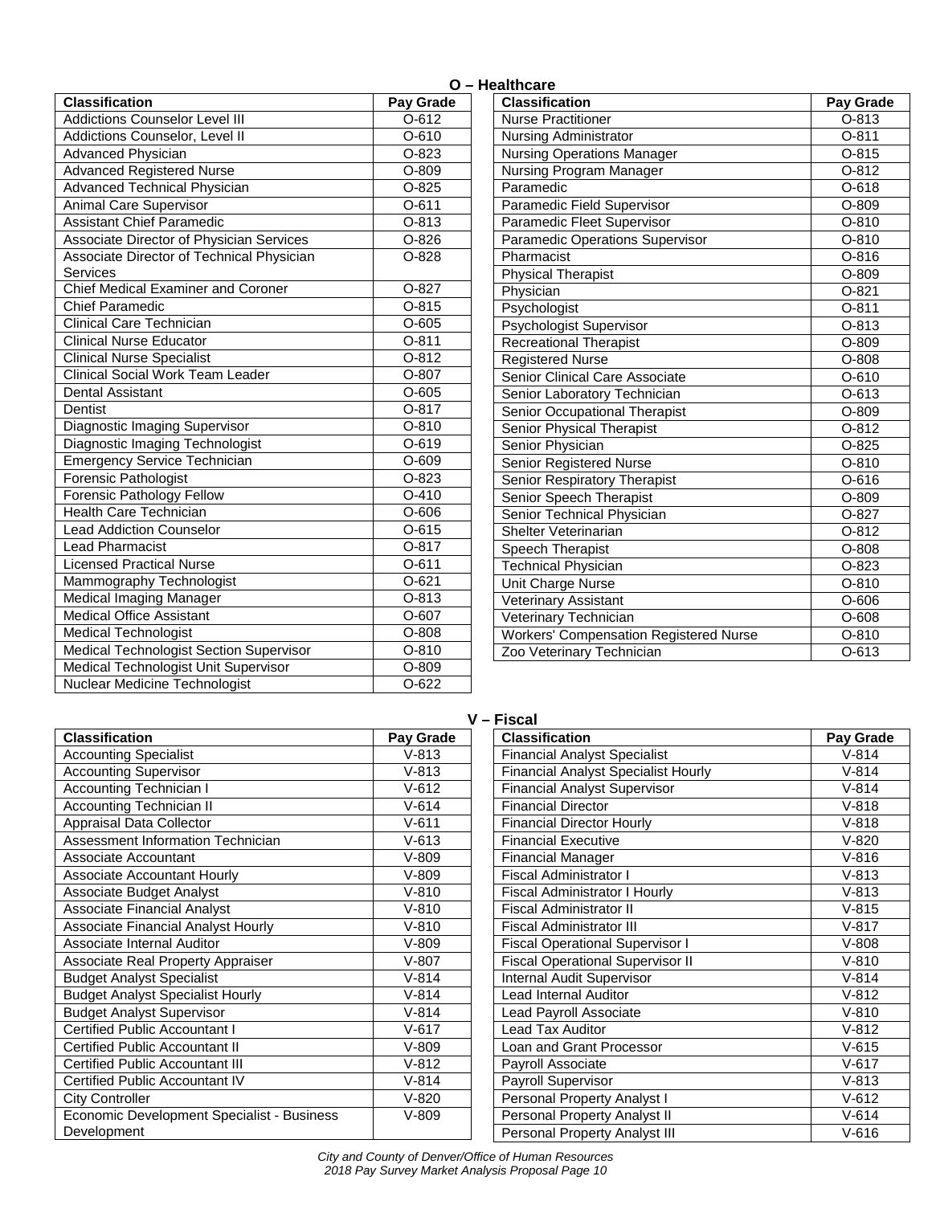## O – Healthcare

| Classification | Pay Grade |
|---|---|
| Addictions Counselor Level III | O-612 |
| Addictions Counselor, Level II | O-610 |
| Advanced Physician | O-823 |
| Advanced Registered Nurse | O-809 |
| Advanced Technical Physician | O-825 |
| Animal Care Supervisor | O-611 |
| Assistant Chief Paramedic | O-813 |
| Associate Director of Physician Services | O-826 |
| Associate Director of Technical Physician Services | O-828 |
| Chief Medical Examiner and Coroner | O-827 |
| Chief Paramedic | O-815 |
| Clinical Care Technician | O-605 |
| Clinical Nurse Educator | O-811 |
| Clinical Nurse Specialist | O-812 |
| Clinical Social Work Team Leader | O-807 |
| Dental Assistant | O-605 |
| Dentist | O-817 |
| Diagnostic Imaging Supervisor | O-810 |
| Diagnostic Imaging Technologist | O-619 |
| Emergency Service Technician | O-609 |
| Forensic Pathologist | O-823 |
| Forensic Pathology Fellow | O-410 |
| Health Care Technician | O-606 |
| Lead Addiction Counselor | O-615 |
| Lead Pharmacist | O-817 |
| Licensed Practical Nurse | O-611 |
| Mammography Technologist | O-621 |
| Medical Imaging Manager | O-813 |
| Medical Office Assistant | O-607 |
| Medical Technologist | O-808 |
| Medical Technologist Section Supervisor | O-810 |
| Medical Technologist Unit Supervisor | O-809 |
| Nuclear Medicine Technologist | O-622 |
| Nurse Practitioner | O-813 |
| Nursing Administrator | O-811 |
| Nursing Operations Manager | O-815 |
| Nursing Program Manager | O-812 |
| Paramedic | O-618 |
| Paramedic Field Supervisor | O-809 |
| Paramedic Fleet Supervisor | O-810 |
| Paramedic Operations Supervisor | O-810 |
| Pharmacist | O-816 |
| Physical Therapist | O-809 |
| Physician | O-821 |
| Psychologist | O-811 |
| Psychologist Supervisor | O-813 |
| Recreational Therapist | O-809 |
| Registered Nurse | O-808 |
| Senior Clinical Care Associate | O-610 |
| Senior Laboratory Technician | O-613 |
| Senior Occupational Therapist | O-809 |
| Senior Physical Therapist | O-812 |
| Senior Physician | O-825 |
| Senior Registered Nurse | O-810 |
| Senior Respiratory Therapist | O-616 |
| Senior Speech Therapist | O-809 |
| Senior Technical Physician | O-827 |
| Shelter Veterinarian | O-812 |
| Speech Therapist | O-808 |
| Technical Physician | O-823 |
| Unit Charge Nurse | O-810 |
| Veterinary Assistant | O-606 |
| Veterinary Technician | O-608 |
| Workers' Compensation Registered Nurse | O-810 |
| Zoo Veterinary Technician | O-613 |

## V – Fiscal

| Classification | Pay Grade |
|---|---|
| Accounting Specialist | V-813 |
| Accounting Supervisor | V-813 |
| Accounting Technician I | V-612 |
| Accounting Technician II | V-614 |
| Appraisal Data Collector | V-611 |
| Assessment Information Technician | V-613 |
| Associate Accountant | V-809 |
| Associate Accountant Hourly | V-809 |
| Associate Budget Analyst | V-810 |
| Associate Financial Analyst | V-810 |
| Associate Financial Analyst Hourly | V-810 |
| Associate Internal Auditor | V-809 |
| Associate Real Property Appraiser | V-807 |
| Budget Analyst Specialist | V-814 |
| Budget Analyst Specialist Hourly | V-814 |
| Budget Analyst Supervisor | V-814 |
| Certified Public Accountant I | V-617 |
| Certified Public Accountant II | V-809 |
| Certified Public Accountant III | V-812 |
| Certified Public Accountant IV | V-814 |
| City Controller | V-820 |
| Economic Development Specialist - Business Development | V-809 |
| Financial Analyst Specialist | V-814 |
| Financial Analyst Specialist Hourly | V-814 |
| Financial Analyst Supervisor | V-814 |
| Financial Director | V-818 |
| Financial Director Hourly | V-818 |
| Financial Executive | V-820 |
| Financial Manager | V-816 |
| Fiscal Administrator I | V-813 |
| Fiscal Administrator I Hourly | V-813 |
| Fiscal Administrator II | V-815 |
| Fiscal Administrator III | V-817 |
| Fiscal Operational Supervisor I | V-808 |
| Fiscal Operational Supervisor II | V-810 |
| Internal Audit Supervisor | V-814 |
| Lead Internal Auditor | V-812 |
| Lead Payroll Associate | V-810 |
| Lead Tax Auditor | V-812 |
| Loan and Grant Processor | V-615 |
| Payroll Associate | V-617 |
| Payroll Supervisor | V-813 |
| Personal Property Analyst I | V-612 |
| Personal Property Analyst II | V-614 |
| Personal Property Analyst III | V-616 |

*City and County of Denver/Office of Human Resources*
*2018 Pay Survey Market Analysis Proposal Page 10*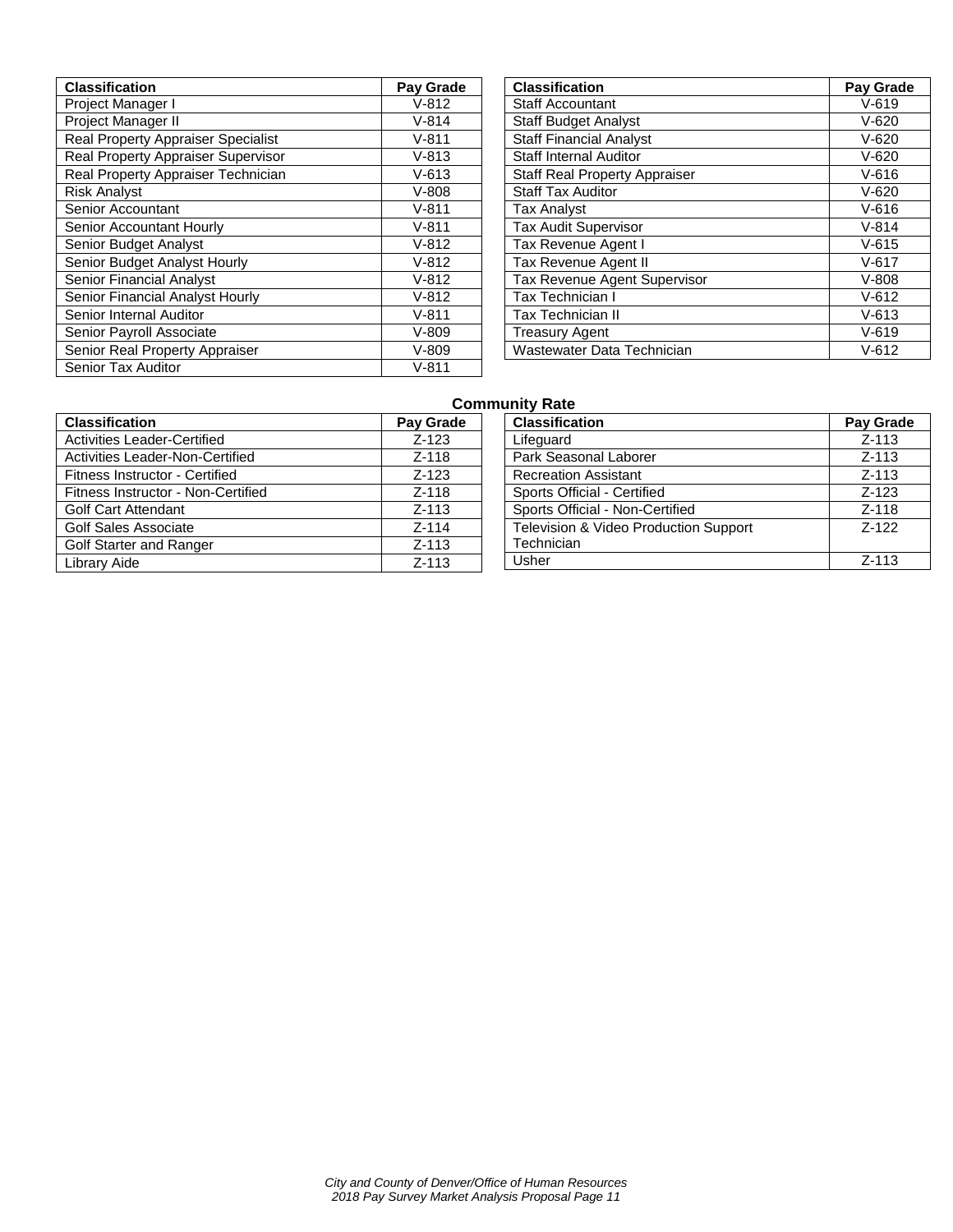| Classification | Pay Grade |
|---|---|
| Project Manager I | V-812 |
| Project Manager II | V-814 |
| Real Property Appraiser Specialist | V-811 |
| Real Property Appraiser Supervisor | V-813 |
| Real Property Appraiser Technician | V-613 |
| Risk Analyst | V-808 |
| Senior Accountant | V-811 |
| Senior Accountant Hourly | V-811 |
| Senior Budget Analyst | V-812 |
| Senior Budget Analyst Hourly | V-812 |
| Senior Financial Analyst | V-812 |
| Senior Financial Analyst Hourly | V-812 |
| Senior Internal Auditor | V-811 |
| Senior Payroll Associate | V-809 |
| Senior Real Property Appraiser | V-809 |
| Senior Tax Auditor | V-811 |

| Classification | Pay Grade |
|---|---|
| Staff Accountant | V-619 |
| Staff Budget Analyst | V-620 |
| Staff Financial Analyst | V-620 |
| Staff Internal Auditor | V-620 |
| Staff Real Property Appraiser | V-616 |
| Staff Tax Auditor | V-620 |
| Tax Analyst | V-616 |
| Tax Audit Supervisor | V-814 |
| Tax Revenue Agent I | V-615 |
| Tax Revenue Agent II | V-617 |
| Tax Revenue Agent Supervisor | V-808 |
| Tax Technician I | V-612 |
| Tax Technician II | V-613 |
| Treasury Agent | V-619 |
| Wastewater Data Technician | V-612 |

**Community Rate**

| Classification | Pay Grade |
|---|---|
| Activities Leader-Certified | Z-123 |
| Activities Leader-Non-Certified | Z-118 |
| Fitness Instructor - Certified | Z-123 |
| Fitness Instructor - Non-Certified | Z-118 |
| Golf Cart Attendant | Z-113 |
| Golf Sales Associate | Z-114 |
| Golf Starter and Ranger | Z-113 |
| Library Aide | Z-113 |

| Classification | Pay Grade |
|---|---|
| Lifeguard | Z-113 |
| Park Seasonal Laborer | Z-113 |
| Recreation Assistant | Z-113 |
| Sports Official - Certified | Z-123 |
| Sports Official - Non-Certified | Z-118 |
| Television & Video Production Support Technician | Z-122 |
| Usher | Z-113 |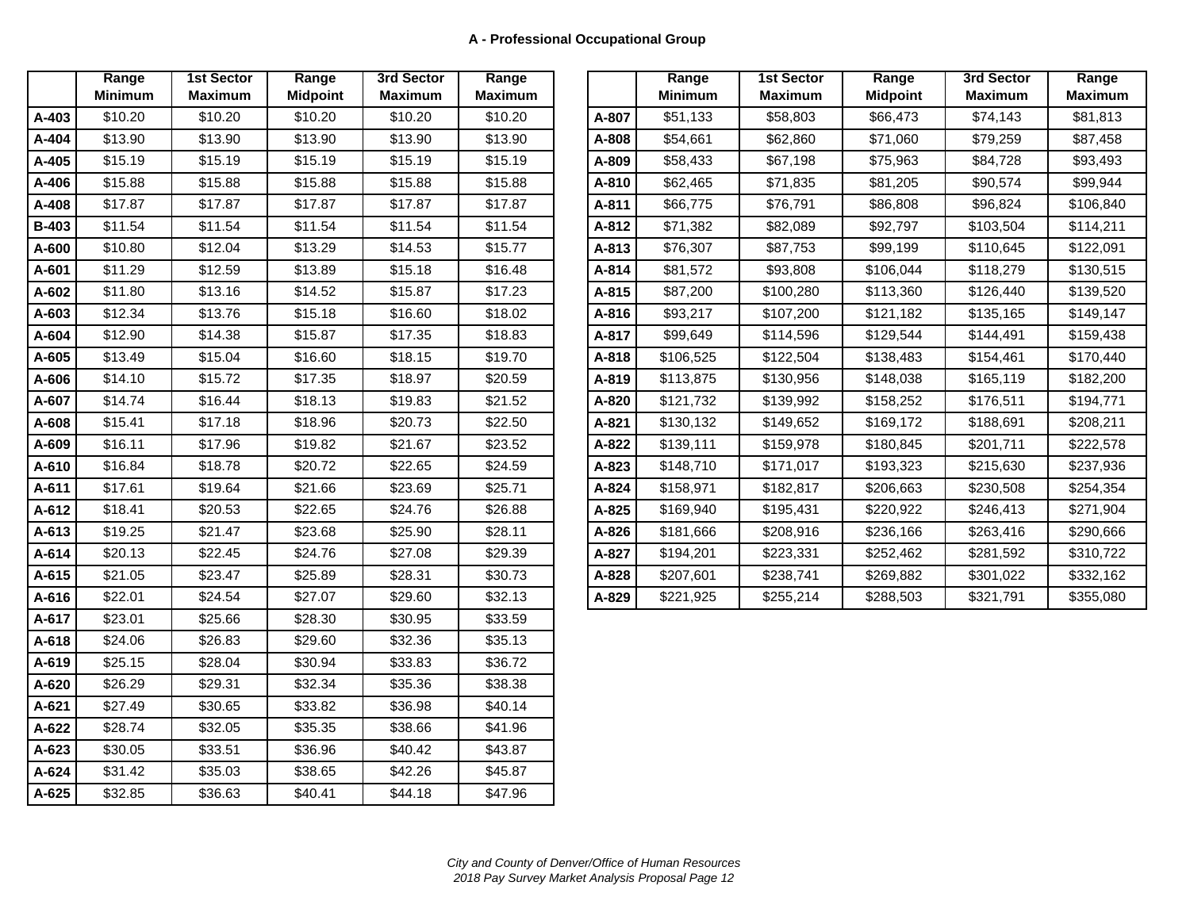## A - Professional Occupational Group

| | Range Minimum | 1st Sector Maximum | Range Midpoint | 3rd Sector Maximum | Range Maximum |
|---|---|---|---|---|---|
| **A-403** | $10.20 | $10.20 | $10.20 | $10.20 | $10.20 |
| **A-404** | $13.90 | $13.90 | $13.90 | $13.90 | $13.90 |
| **A-405** | $15.19 | $15.19 | $15.19 | $15.19 | $15.19 |
| **A-406** | $15.88 | $15.88 | $15.88 | $15.88 | $15.88 |
| **A-408** | $17.87 | $17.87 | $17.87 | $17.87 | $17.87 |
| **B-403** | $11.54 | $11.54 | $11.54 | $11.54 | $11.54 |
| **A-600** | $10.80 | $12.04 | $13.29 | $14.53 | $15.77 |
| **A-601** | $11.29 | $12.59 | $13.89 | $15.18 | $16.48 |
| **A-602** | $11.80 | $13.16 | $14.52 | $15.87 | $17.23 |
| **A-603** | $12.34 | $13.76 | $15.18 | $16.60 | $18.02 |
| **A-604** | $12.90 | $14.38 | $15.87 | $17.35 | $18.83 |
| **A-605** | $13.49 | $15.04 | $16.60 | $18.15 | $19.70 |
| **A-606** | $14.10 | $15.72 | $17.35 | $18.97 | $20.59 |
| **A-607** | $14.74 | $16.44 | $18.13 | $19.83 | $21.52 |
| **A-608** | $15.41 | $17.18 | $18.96 | $20.73 | $22.50 |
| **A-609** | $16.11 | $17.96 | $19.82 | $21.67 | $23.52 |
| **A-610** | $16.84 | $18.78 | $20.72 | $22.65 | $24.59 |
| **A-611** | $17.61 | $19.64 | $21.66 | $23.69 | $25.71 |
| **A-612** | $18.41 | $20.53 | $22.65 | $24.76 | $26.88 |
| **A-613** | $19.25 | $21.47 | $23.68 | $25.90 | $28.11 |
| **A-614** | $20.13 | $22.45 | $24.76 | $27.08 | $29.39 |
| **A-615** | $21.05 | $23.47 | $25.89 | $28.31 | $30.73 |
| **A-616** | $22.01 | $24.54 | $27.07 | $29.60 | $32.13 |
| **A-617** | $23.01 | $25.66 | $28.30 | $30.95 | $33.59 |
| **A-618** | $24.06 | $26.83 | $29.60 | $32.36 | $35.13 |
| **A-619** | $25.15 | $28.04 | $30.94 | $33.83 | $36.72 |
| **A-620** | $26.29 | $29.31 | $32.34 | $35.36 | $38.38 |
| **A-621** | $27.49 | $30.65 | $33.82 | $36.98 | $40.14 |
| **A-622** | $28.74 | $32.05 | $35.35 | $38.66 | $41.96 |
| **A-623** | $30.05 | $33.51 | $36.96 | $40.42 | $43.87 |
| **A-624** | $31.42 | $35.03 | $38.65 | $42.26 | $45.87 |
| **A-625** | $32.85 | $36.63 | $40.41 | $44.18 | $47.96 |

| | Range Minimum | 1st Sector Maximum | Range Midpoint | 3rd Sector Maximum | Range Maximum |
|---|---|---|---|---|---|
| **A-807** | $51,133 | $58,803 | $66,473 | $74,143 | $81,813 |
| **A-808** | $54,661 | $62,860 | $71,060 | $79,259 | $87,458 |
| **A-809** | $58,433 | $67,198 | $75,963 | $84,728 | $93,493 |
| **A-810** | $62,465 | $71,835 | $81,205 | $90,574 | $99,944 |
| **A-811** | $66,775 | $76,791 | $86,808 | $96,824 | $106,840 |
| **A-812** | $71,382 | $82,089 | $92,797 | $103,504 | $114,211 |
| **A-813** | $76,307 | $87,753 | $99,199 | $110,645 | $122,091 |
| **A-814** | $81,572 | $93,808 | $106,044 | $118,279 | $130,515 |
| **A-815** | $87,200 | $100,280 | $113,360 | $126,440 | $139,520 |
| **A-816** | $93,217 | $107,200 | $121,182 | $135,165 | $149,147 |
| **A-817** | $99,649 | $114,596 | $129,544 | $144,491 | $159,438 |
| **A-818** | $106,525 | $122,504 | $138,483 | $154,461 | $170,440 |
| **A-819** | $113,875 | $130,956 | $148,038 | $165,119 | $182,200 |
| **A-820** | $121,732 | $139,992 | $158,252 | $176,511 | $194,771 |
| **A-821** | $130,132 | $149,652 | $169,172 | $188,691 | $208,211 |
| **A-822** | $139,111 | $159,978 | $180,845 | $201,711 | $222,578 |
| **A-823** | $148,710 | $171,017 | $193,323 | $215,630 | $237,936 |
| **A-824** | $158,971 | $182,817 | $206,663 | $230,508 | $254,354 |
| **A-825** | $169,940 | $195,431 | $220,922 | $246,413 | $271,904 |
| **A-826** | $181,666 | $208,916 | $236,166 | $263,416 | $290,666 |
| **A-827** | $194,201 | $223,331 | $252,462 | $281,592 | $310,722 |
| **A-828** | $207,601 | $238,741 | $269,882 | $301,022 | $332,162 |
| **A-829** | $221,925 | $255,214 | $288,503 | $321,791 | $355,080 |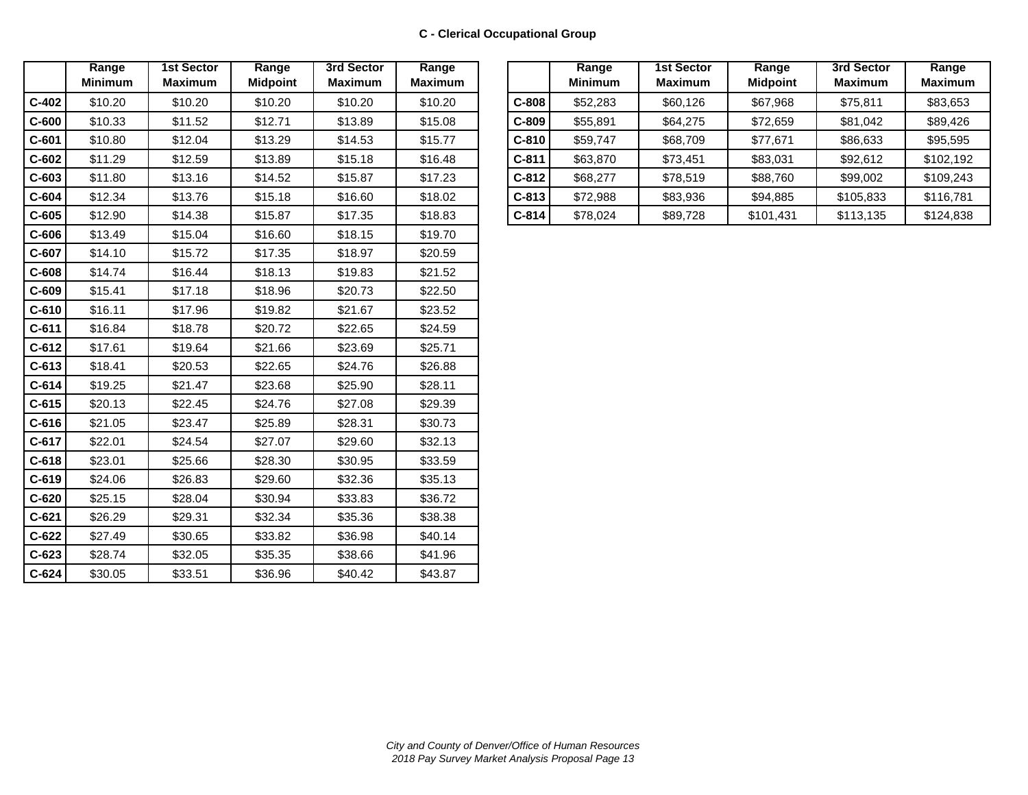## C - Clerical Occupational Group

| | Range Minimum | 1st Sector Maximum | Range Midpoint | 3rd Sector Maximum | Range Maximum |
|---|---|---|---|---|---|
| **C-402** | $10.20 | $10.20 | $10.20 | $10.20 | $10.20 |
| **C-600** | $10.33 | $11.52 | $12.71 | $13.89 | $15.08 |
| **C-601** | $10.80 | $12.04 | $13.29 | $14.53 | $15.77 |
| **C-602** | $11.29 | $12.59 | $13.89 | $15.18 | $16.48 |
| **C-603** | $11.80 | $13.16 | $14.52 | $15.87 | $17.23 |
| **C-604** | $12.34 | $13.76 | $15.18 | $16.60 | $18.02 |
| **C-605** | $12.90 | $14.38 | $15.87 | $17.35 | $18.83 |
| **C-606** | $13.49 | $15.04 | $16.60 | $18.15 | $19.70 |
| **C-607** | $14.10 | $15.72 | $17.35 | $18.97 | $20.59 |
| **C-608** | $14.74 | $16.44 | $18.13 | $19.83 | $21.52 |
| **C-609** | $15.41 | $17.18 | $18.96 | $20.73 | $22.50 |
| **C-610** | $16.11 | $17.96 | $19.82 | $21.67 | $23.52 |
| **C-611** | $16.84 | $18.78 | $20.72 | $22.65 | $24.59 |
| **C-612** | $17.61 | $19.64 | $21.66 | $23.69 | $25.71 |
| **C-613** | $18.41 | $20.53 | $22.65 | $24.76 | $26.88 |
| **C-614** | $19.25 | $21.47 | $23.68 | $25.90 | $28.11 |
| **C-615** | $20.13 | $22.45 | $24.76 | $27.08 | $29.39 |
| **C-616** | $21.05 | $23.47 | $25.89 | $28.31 | $30.73 |
| **C-617** | $22.01 | $24.54 | $27.07 | $29.60 | $32.13 |
| **C-618** | $23.01 | $25.66 | $28.30 | $30.95 | $33.59 |
| **C-619** | $24.06 | $26.83 | $29.60 | $32.36 | $35.13 |
| **C-620** | $25.15 | $28.04 | $30.94 | $33.83 | $36.72 |
| **C-621** | $26.29 | $29.31 | $32.34 | $35.36 | $38.38 |
| **C-622** | $27.49 | $30.65 | $33.82 | $36.98 | $40.14 |
| **C-623** | $28.74 | $32.05 | $35.35 | $38.66 | $41.96 |
| **C-624** | $30.05 | $33.51 | $36.96 | $40.42 | $43.87 |

| | Range Minimum | 1st Sector Maximum | Range Midpoint | 3rd Sector Maximum | Range Maximum |
|---|---|---|---|---|---|
| **C-808** | $52,283 | $60,126 | $67,968 | $75,811 | $83,653 |
| **C-809** | $55,891 | $64,275 | $72,659 | $81,042 | $89,426 |
| **C-810** | $59,747 | $68,709 | $77,671 | $86,633 | $95,595 |
| **C-811** | $63,870 | $73,451 | $83,031 | $92,612 | $102,192 |
| **C-812** | $68,277 | $78,519 | $88,760 | $99,002 | $109,243 |
| **C-813** | $72,988 | $83,936 | $94,885 | $105,833 | $116,781 |
| **C-814** | $78,024 | $89,728 | $101,431 | $113,135 | $124,838 |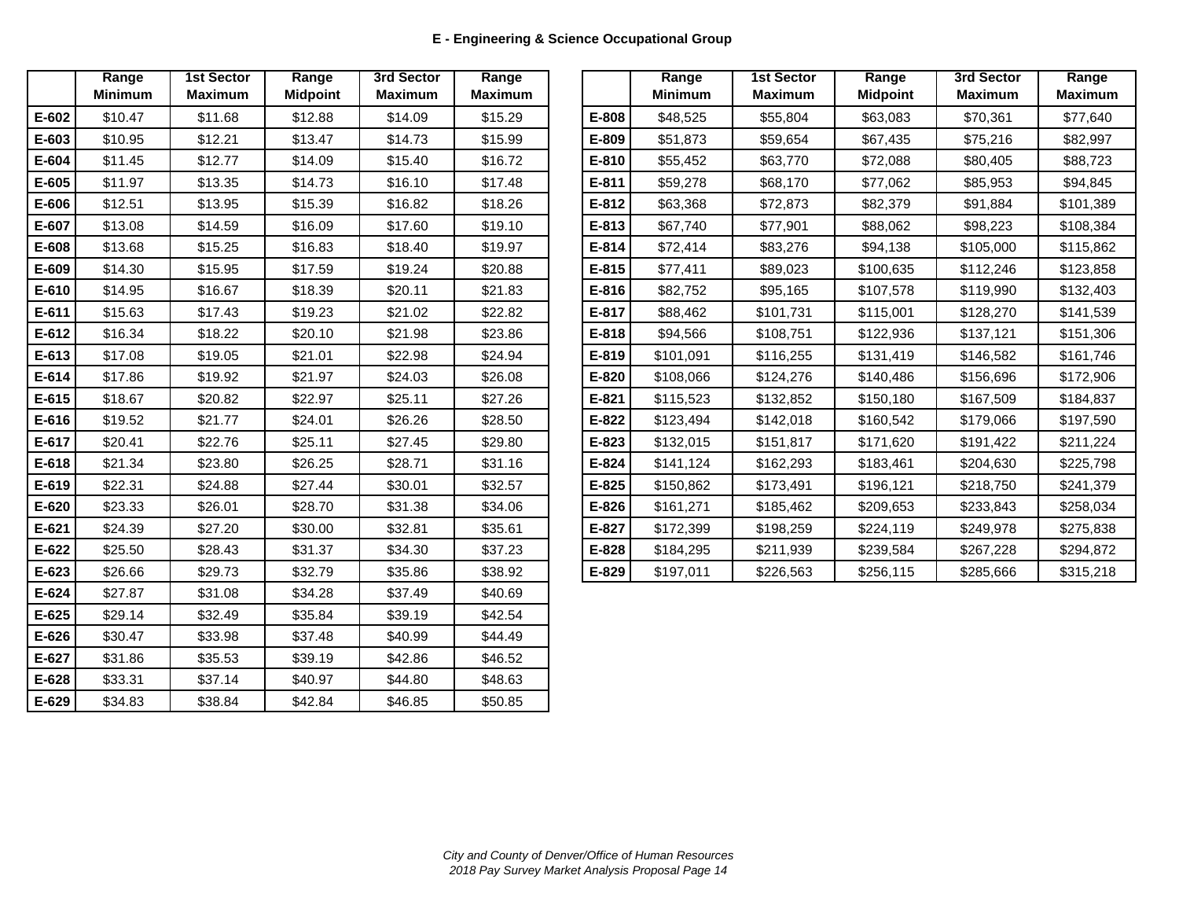## E - Engineering & Science Occupational Group

| | Range Minimum | 1st Sector Maximum | Range Midpoint | 3rd Sector Maximum | Range Maximum |
|---|---|---|---|---|---|
| **E-602** | $10.47 | $11.68 | $12.88 | $14.09 | $15.29 |
| **E-603** | $10.95 | $12.21 | $13.47 | $14.73 | $15.99 |
| **E-604** | $11.45 | $12.77 | $14.09 | $15.40 | $16.72 |
| **E-605** | $11.97 | $13.35 | $14.73 | $16.10 | $17.48 |
| **E-606** | $12.51 | $13.95 | $15.39 | $16.82 | $18.26 |
| **E-607** | $13.08 | $14.59 | $16.09 | $17.60 | $19.10 |
| **E-608** | $13.68 | $15.25 | $16.83 | $18.40 | $19.97 |
| **E-609** | $14.30 | $15.95 | $17.59 | $19.24 | $20.88 |
| **E-610** | $14.95 | $16.67 | $18.39 | $20.11 | $21.83 |
| **E-611** | $15.63 | $17.43 | $19.23 | $21.02 | $22.82 |
| **E-612** | $16.34 | $18.22 | $20.10 | $21.98 | $23.86 |
| **E-613** | $17.08 | $19.05 | $21.01 | $22.98 | $24.94 |
| **E-614** | $17.86 | $19.92 | $21.97 | $24.03 | $26.08 |
| **E-615** | $18.67 | $20.82 | $22.97 | $25.11 | $27.26 |
| **E-616** | $19.52 | $21.77 | $24.01 | $26.26 | $28.50 |
| **E-617** | $20.41 | $22.76 | $25.11 | $27.45 | $29.80 |
| **E-618** | $21.34 | $23.80 | $26.25 | $28.71 | $31.16 |
| **E-619** | $22.31 | $24.88 | $27.44 | $30.01 | $32.57 |
| **E-620** | $23.33 | $26.01 | $28.70 | $31.38 | $34.06 |
| **E-621** | $24.39 | $27.20 | $30.00 | $32.81 | $35.61 |
| **E-622** | $25.50 | $28.43 | $31.37 | $34.30 | $37.23 |
| **E-623** | $26.66 | $29.73 | $32.79 | $35.86 | $38.92 |
| **E-624** | $27.87 | $31.08 | $34.28 | $37.49 | $40.69 |
| **E-625** | $29.14 | $32.49 | $35.84 | $39.19 | $42.54 |
| **E-626** | $30.47 | $33.98 | $37.48 | $40.99 | $44.49 |
| **E-627** | $31.86 | $35.53 | $39.19 | $42.86 | $46.52 |
| **E-628** | $33.31 | $37.14 | $40.97 | $44.80 | $48.63 |
| **E-629** | $34.83 | $38.84 | $42.84 | $46.85 | $50.85 |

| | Range Minimum | 1st Sector Maximum | Range Midpoint | 3rd Sector Maximum | Range Maximum |
|---|---|---|---|---|---|
| **E-808** | $48,525 | $55,804 | $63,083 | $70,361 | $77,640 |
| **E-809** | $51,873 | $59,654 | $67,435 | $75,216 | $82,997 |
| **E-810** | $55,452 | $63,770 | $72,088 | $80,405 | $88,723 |
| **E-811** | $59,278 | $68,170 | $77,062 | $85,953 | $94,845 |
| **E-812** | $63,368 | $72,873 | $82,379 | $91,884 | $101,389 |
| **E-813** | $67,740 | $77,901 | $88,062 | $98,223 | $108,384 |
| **E-814** | $72,414 | $83,276 | $94,138 | $105,000 | $115,862 |
| **E-815** | $77,411 | $89,023 | $100,635 | $112,246 | $123,858 |
| **E-816** | $82,752 | $95,165 | $107,578 | $119,990 | $132,403 |
| **E-817** | $88,462 | $101,731 | $115,001 | $128,270 | $141,539 |
| **E-818** | $94,566 | $108,751 | $122,936 | $137,121 | $151,306 |
| **E-819** | $101,091 | $116,255 | $131,419 | $146,582 | $161,746 |
| **E-820** | $108,066 | $124,276 | $140,486 | $156,696 | $172,906 |
| **E-821** | $115,523 | $132,852 | $150,180 | $167,509 | $184,837 |
| **E-822** | $123,494 | $142,018 | $160,542 | $179,066 | $197,590 |
| **E-823** | $132,015 | $151,817 | $171,620 | $191,422 | $211,224 |
| **E-824** | $141,124 | $162,293 | $183,461 | $204,630 | $225,798 |
| **E-825** | $150,862 | $173,491 | $196,121 | $218,750 | $241,379 |
| **E-826** | $161,271 | $185,462 | $209,653 | $233,843 | $258,034 |
| **E-827** | $172,399 | $198,259 | $224,119 | $249,978 | $275,838 |
| **E-828** | $184,295 | $211,939 | $239,584 | $267,228 | $294,872 |
| **E-829** | $197,011 | $226,563 | $256,115 | $285,666 | $315,218 |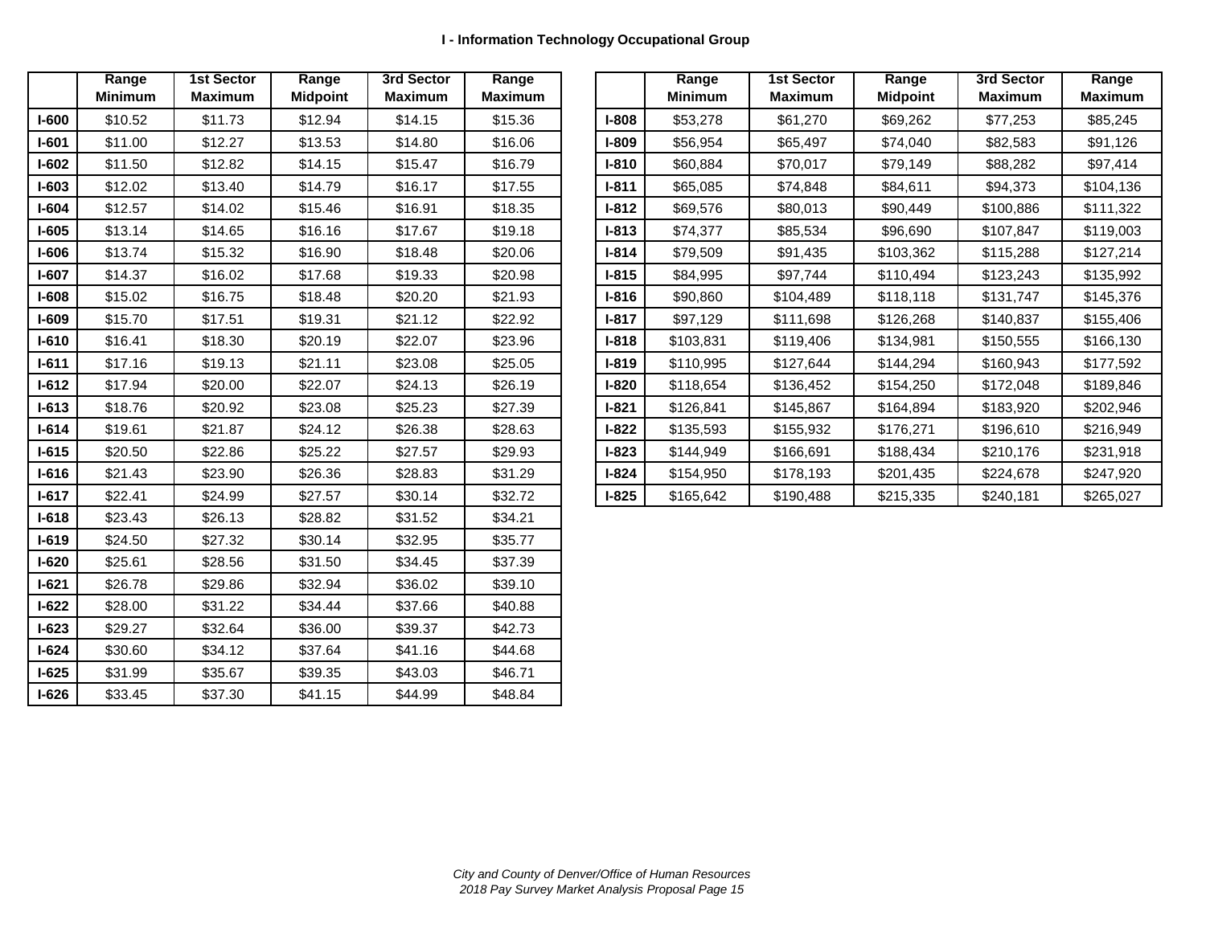### I - Information Technology Occupational Group

| | Range Minimum | 1st Sector Maximum | Range Midpoint | 3rd Sector Maximum | Range Maximum |
|---|---|---|---|---|---|
| **I-600** | $10.52 | $11.73 | $12.94 | $14.15 | $15.36 |
| **I-601** | $11.00 | $12.27 | $13.53 | $14.80 | $16.06 |
| **I-602** | $11.50 | $12.82 | $14.15 | $15.47 | $16.79 |
| **I-603** | $12.02 | $13.40 | $14.79 | $16.17 | $17.55 |
| **I-604** | $12.57 | $14.02 | $15.46 | $16.91 | $18.35 |
| **I-605** | $13.14 | $14.65 | $16.16 | $17.67 | $19.18 |
| **I-606** | $13.74 | $15.32 | $16.90 | $18.48 | $20.06 |
| **I-607** | $14.37 | $16.02 | $17.68 | $19.33 | $20.98 |
| **I-608** | $15.02 | $16.75 | $18.48 | $20.20 | $21.93 |
| **I-609** | $15.70 | $17.51 | $19.31 | $21.12 | $22.92 |
| **I-610** | $16.41 | $18.30 | $20.19 | $22.07 | $23.96 |
| **I-611** | $17.16 | $19.13 | $21.11 | $23.08 | $25.05 |
| **I-612** | $17.94 | $20.00 | $22.07 | $24.13 | $26.19 |
| **I-613** | $18.76 | $20.92 | $23.08 | $25.23 | $27.39 |
| **I-614** | $19.61 | $21.87 | $24.12 | $26.38 | $28.63 |
| **I-615** | $20.50 | $22.86 | $25.22 | $27.57 | $29.93 |
| **I-616** | $21.43 | $23.90 | $26.36 | $28.83 | $31.29 |
| **I-617** | $22.41 | $24.99 | $27.57 | $30.14 | $32.72 |
| **I-618** | $23.43 | $26.13 | $28.82 | $31.52 | $34.21 |
| **I-619** | $24.50 | $27.32 | $30.14 | $32.95 | $35.77 |
| **I-620** | $25.61 | $28.56 | $31.50 | $34.45 | $37.39 |
| **I-621** | $26.78 | $29.86 | $32.94 | $36.02 | $39.10 |
| **I-622** | $28.00 | $31.22 | $34.44 | $37.66 | $40.88 |
| **I-623** | $29.27 | $32.64 | $36.00 | $39.37 | $42.73 |
| **I-624** | $30.60 | $34.12 | $37.64 | $41.16 | $44.68 |
| **I-625** | $31.99 | $35.67 | $39.35 | $43.03 | $46.71 |
| **I-626** | $33.45 | $37.30 | $41.15 | $44.99 | $48.84 |

| | Range Minimum | 1st Sector Maximum | Range Midpoint | 3rd Sector Maximum | Range Maximum |
|---|---|---|---|---|---|
| **I-808** | $53,278 | $61,270 | $69,262 | $77,253 | $85,245 |
| **I-809** | $56,954 | $65,497 | $74,040 | $82,583 | $91,126 |
| **I-810** | $60,884 | $70,017 | $79,149 | $88,282 | $97,414 |
| **I-811** | $65,085 | $74,848 | $84,611 | $94,373 | $104,136 |
| **I-812** | $69,576 | $80,013 | $90,449 | $100,886 | $111,322 |
| **I-813** | $74,377 | $85,534 | $96,690 | $107,847 | $119,003 |
| **I-814** | $79,509 | $91,435 | $103,362 | $115,288 | $127,214 |
| **I-815** | $84,995 | $97,744 | $110,494 | $123,243 | $135,992 |
| **I-816** | $90,860 | $104,489 | $118,118 | $131,747 | $145,376 |
| **I-817** | $97,129 | $111,698 | $126,268 | $140,837 | $155,406 |
| **I-818** | $103,831 | $119,406 | $134,981 | $150,555 | $166,130 |
| **I-819** | $110,995 | $127,644 | $144,294 | $160,943 | $177,592 |
| **I-820** | $118,654 | $136,452 | $154,250 | $172,048 | $189,846 |
| **I-821** | $126,841 | $145,867 | $164,894 | $183,920 | $202,946 |
| **I-822** | $135,593 | $155,932 | $176,271 | $196,610 | $216,949 |
| **I-823** | $144,949 | $166,691 | $188,434 | $210,176 | $231,918 |
| **I-824** | $154,950 | $178,193 | $201,435 | $224,678 | $247,920 |
| **I-825** | $165,642 | $190,488 | $215,335 | $240,181 | $265,027 |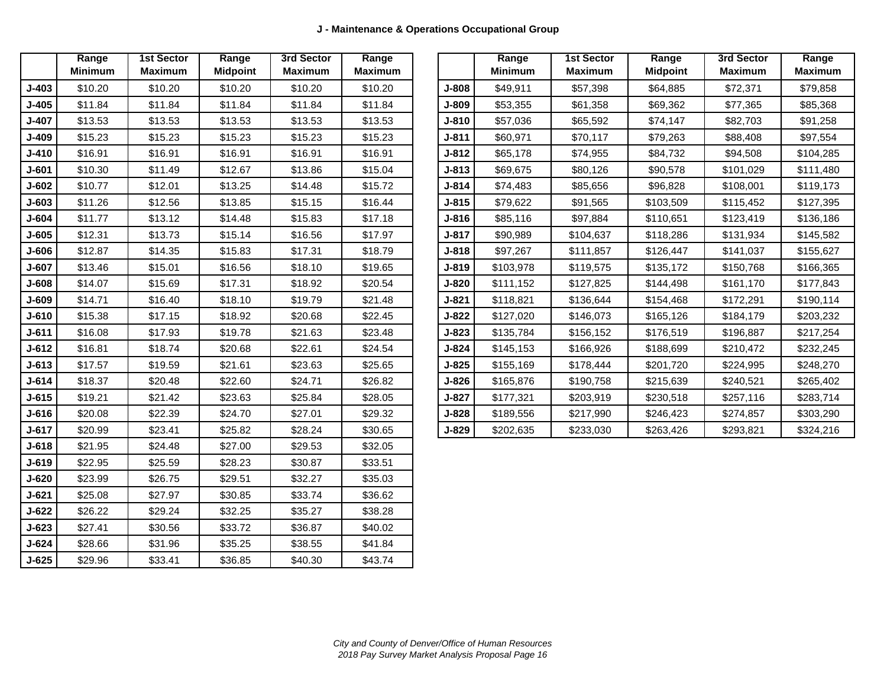### J - Maintenance & Operations Occupational Group

| | Range Minimum | 1st Sector Maximum | Range Midpoint | 3rd Sector Maximum | Range Maximum |
|---|---|---|---|---|---|
| **J-403** | $10.20 | $10.20 | $10.20 | $10.20 | $10.20 |
| **J-405** | $11.84 | $11.84 | $11.84 | $11.84 | $11.84 |
| **J-407** | $13.53 | $13.53 | $13.53 | $13.53 | $13.53 |
| **J-409** | $15.23 | $15.23 | $15.23 | $15.23 | $15.23 |
| **J-410** | $16.91 | $16.91 | $16.91 | $16.91 | $16.91 |
| **J-601** | $10.30 | $11.49 | $12.67 | $13.86 | $15.04 |
| **J-602** | $10.77 | $12.01 | $13.25 | $14.48 | $15.72 |
| **J-603** | $11.26 | $12.56 | $13.85 | $15.15 | $16.44 |
| **J-604** | $11.77 | $13.12 | $14.48 | $15.83 | $17.18 |
| **J-605** | $12.31 | $13.73 | $15.14 | $16.56 | $17.97 |
| **J-606** | $12.87 | $14.35 | $15.83 | $17.31 | $18.79 |
| **J-607** | $13.46 | $15.01 | $16.56 | $18.10 | $19.65 |
| **J-608** | $14.07 | $15.69 | $17.31 | $18.92 | $20.54 |
| **J-609** | $14.71 | $16.40 | $18.10 | $19.79 | $21.48 |
| **J-610** | $15.38 | $17.15 | $18.92 | $20.68 | $22.45 |
| **J-611** | $16.08 | $17.93 | $19.78 | $21.63 | $23.48 |
| **J-612** | $16.81 | $18.74 | $20.68 | $22.61 | $24.54 |
| **J-613** | $17.57 | $19.59 | $21.61 | $23.63 | $25.65 |
| **J-614** | $18.37 | $20.48 | $22.60 | $24.71 | $26.82 |
| **J-615** | $19.21 | $21.42 | $23.63 | $25.84 | $28.05 |
| **J-616** | $20.08 | $22.39 | $24.70 | $27.01 | $29.32 |
| **J-617** | $20.99 | $23.41 | $25.82 | $28.24 | $30.65 |
| **J-618** | $21.95 | $24.48 | $27.00 | $29.53 | $32.05 |
| **J-619** | $22.95 | $25.59 | $28.23 | $30.87 | $33.51 |
| **J-620** | $23.99 | $26.75 | $29.51 | $32.27 | $35.03 |
| **J-621** | $25.08 | $27.97 | $30.85 | $33.74 | $36.62 |
| **J-622** | $26.22 | $29.24 | $32.25 | $35.27 | $38.28 |
| **J-623** | $27.41 | $30.56 | $33.72 | $36.87 | $40.02 |
| **J-624** | $28.66 | $31.96 | $35.25 | $38.55 | $41.84 |
| **J-625** | $29.96 | $33.41 | $36.85 | $40.30 | $43.74 |

| | Range Minimum | 1st Sector Maximum | Range Midpoint | 3rd Sector Maximum | Range Maximum |
|---|---|---|---|---|---|
| **J-808** | $49,911 | $57,398 | $64,885 | $72,371 | $79,858 |
| **J-809** | $53,355 | $61,358 | $69,362 | $77,365 | $85,368 |
| **J-810** | $57,036 | $65,592 | $74,147 | $82,703 | $91,258 |
| **J-811** | $60,971 | $70,117 | $79,263 | $88,408 | $97,554 |
| **J-812** | $65,178 | $74,955 | $84,732 | $94,508 | $104,285 |
| **J-813** | $69,675 | $80,126 | $90,578 | $101,029 | $111,480 |
| **J-814** | $74,483 | $85,656 | $96,828 | $108,001 | $119,173 |
| **J-815** | $79,622 | $91,565 | $103,509 | $115,452 | $127,395 |
| **J-816** | $85,116 | $97,884 | $110,651 | $123,419 | $136,186 |
| **J-817** | $90,989 | $104,637 | $118,286 | $131,934 | $145,582 |
| **J-818** | $97,267 | $111,857 | $126,447 | $141,037 | $155,627 |
| **J-819** | $103,978 | $119,575 | $135,172 | $150,768 | $166,365 |
| **J-820** | $111,152 | $127,825 | $144,498 | $161,170 | $177,843 |
| **J-821** | $118,821 | $136,644 | $154,468 | $172,291 | $190,114 |
| **J-822** | $127,020 | $146,073 | $165,126 | $184,179 | $203,232 |
| **J-823** | $135,784 | $156,152 | $176,519 | $196,887 | $217,254 |
| **J-824** | $145,153 | $166,926 | $188,699 | $210,472 | $232,245 |
| **J-825** | $155,169 | $178,444 | $201,720 | $224,995 | $248,270 |
| **J-826** | $165,876 | $190,758 | $215,639 | $240,521 | $265,402 |
| **J-827** | $177,321 | $203,919 | $230,518 | $257,116 | $283,714 |
| **J-828** | $189,556 | $217,990 | $246,423 | $274,857 | $303,290 |
| **J-829** | $202,635 | $233,030 | $263,426 | $293,821 | $324,216 |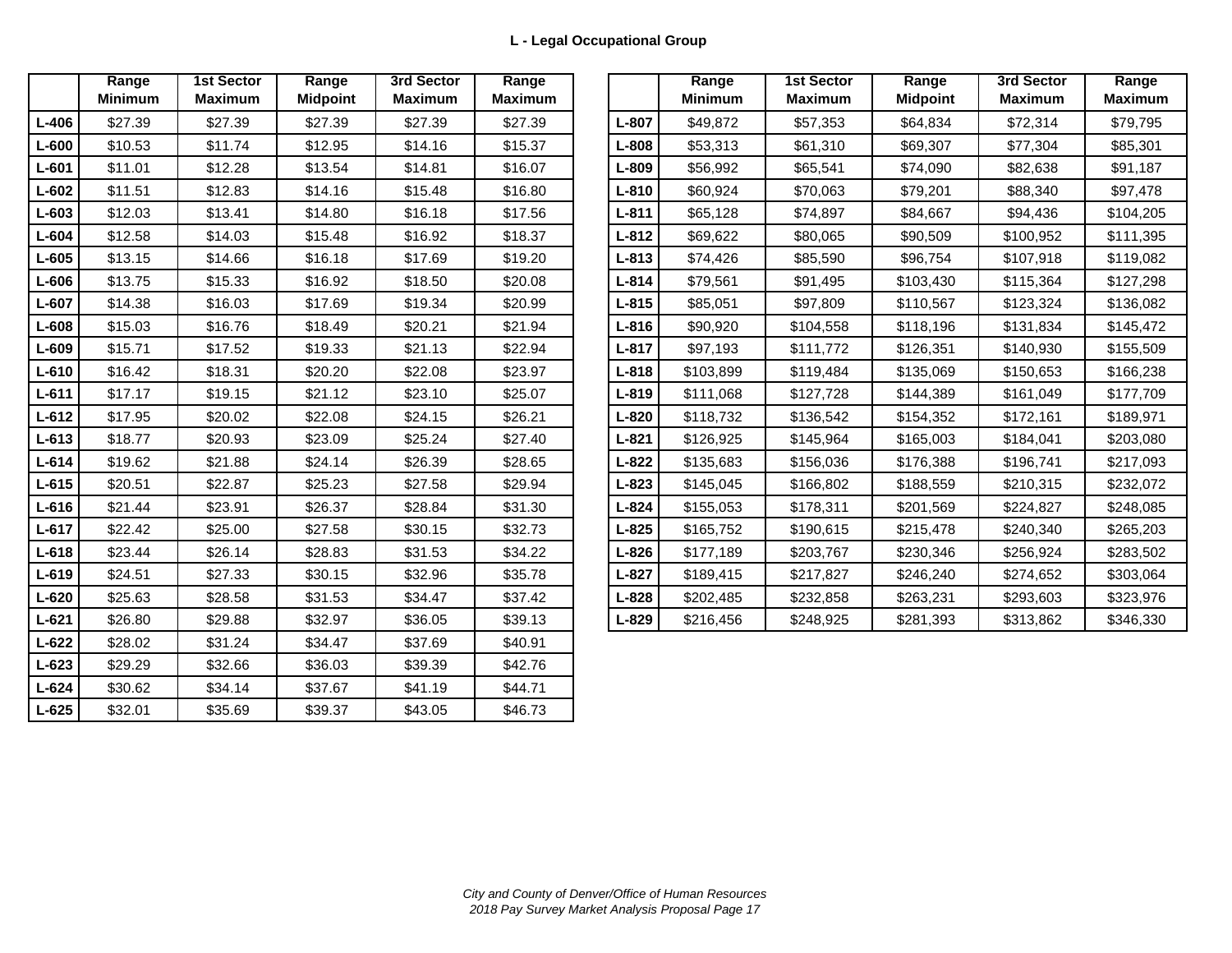**L - Legal Occupational Group**

| | Range Minimum | 1st Sector Maximum | Range Midpoint | 3rd Sector Maximum | Range Maximum |
|---|---|---|---|---|---|
| **L-406** | $27.39 | $27.39 | $27.39 | $27.39 | $27.39 |
| **L-600** | $10.53 | $11.74 | $12.95 | $14.16 | $15.37 |
| **L-601** | $11.01 | $12.28 | $13.54 | $14.81 | $16.07 |
| **L-602** | $11.51 | $12.83 | $14.16 | $15.48 | $16.80 |
| **L-603** | $12.03 | $13.41 | $14.80 | $16.18 | $17.56 |
| **L-604** | $12.58 | $14.03 | $15.48 | $16.92 | $18.37 |
| **L-605** | $13.15 | $14.66 | $16.18 | $17.69 | $19.20 |
| **L-606** | $13.75 | $15.33 | $16.92 | $18.50 | $20.08 |
| **L-607** | $14.38 | $16.03 | $17.69 | $19.34 | $20.99 |
| **L-608** | $15.03 | $16.76 | $18.49 | $20.21 | $21.94 |
| **L-609** | $15.71 | $17.52 | $19.33 | $21.13 | $22.94 |
| **L-610** | $16.42 | $18.31 | $20.20 | $22.08 | $23.97 |
| **L-611** | $17.17 | $19.15 | $21.12 | $23.10 | $25.07 |
| **L-612** | $17.95 | $20.02 | $22.08 | $24.15 | $26.21 |
| **L-613** | $18.77 | $20.93 | $23.09 | $25.24 | $27.40 |
| **L-614** | $19.62 | $21.88 | $24.14 | $26.39 | $28.65 |
| **L-615** | $20.51 | $22.87 | $25.23 | $27.58 | $29.94 |
| **L-616** | $21.44 | $23.91 | $26.37 | $28.84 | $31.30 |
| **L-617** | $22.42 | $25.00 | $27.58 | $30.15 | $32.73 |
| **L-618** | $23.44 | $26.14 | $28.83 | $31.53 | $34.22 |
| **L-619** | $24.51 | $27.33 | $30.15 | $32.96 | $35.78 |
| **L-620** | $25.63 | $28.58 | $31.53 | $34.47 | $37.42 |
| **L-621** | $26.80 | $29.88 | $32.97 | $36.05 | $39.13 |
| **L-622** | $28.02 | $31.24 | $34.47 | $37.69 | $40.91 |
| **L-623** | $29.29 | $32.66 | $36.03 | $39.39 | $42.76 |
| **L-624** | $30.62 | $34.14 | $37.67 | $41.19 | $44.71 |
| **L-625** | $32.01 | $35.69 | $39.37 | $43.05 | $46.73 |

| | Range Minimum | 1st Sector Maximum | Range Midpoint | 3rd Sector Maximum | Range Maximum |
|---|---|---|---|---|---|
| **L-807** | $49,872 | $57,353 | $64,834 | $72,314 | $79,795 |
| **L-808** | $53,313 | $61,310 | $69,307 | $77,304 | $85,301 |
| **L-809** | $56,992 | $65,541 | $74,090 | $82,638 | $91,187 |
| **L-810** | $60,924 | $70,063 | $79,201 | $88,340 | $97,478 |
| **L-811** | $65,128 | $74,897 | $84,667 | $94,436 | $104,205 |
| **L-812** | $69,622 | $80,065 | $90,509 | $100,952 | $111,395 |
| **L-813** | $74,426 | $85,590 | $96,754 | $107,918 | $119,082 |
| **L-814** | $79,561 | $91,495 | $103,430 | $115,364 | $127,298 |
| **L-815** | $85,051 | $97,809 | $110,567 | $123,324 | $136,082 |
| **L-816** | $90,920 | $104,558 | $118,196 | $131,834 | $145,472 |
| **L-817** | $97,193 | $111,772 | $126,351 | $140,930 | $155,509 |
| **L-818** | $103,899 | $119,484 | $135,069 | $150,653 | $166,238 |
| **L-819** | $111,068 | $127,728 | $144,389 | $161,049 | $177,709 |
| **L-820** | $118,732 | $136,542 | $154,352 | $172,161 | $189,971 |
| **L-821** | $126,925 | $145,964 | $165,003 | $184,041 | $203,080 |
| **L-822** | $135,683 | $156,036 | $176,388 | $196,741 | $217,093 |
| **L-823** | $145,045 | $166,802 | $188,559 | $210,315 | $232,072 |
| **L-824** | $155,053 | $178,311 | $201,569 | $224,827 | $248,085 |
| **L-825** | $165,752 | $190,615 | $215,478 | $240,340 | $265,203 |
| **L-826** | $177,189 | $203,767 | $230,346 | $256,924 | $283,502 |
| **L-827** | $189,415 | $217,827 | $246,240 | $274,652 | $303,064 |
| **L-828** | $202,485 | $232,858 | $263,231 | $293,603 | $323,976 |
| **L-829** | $216,456 | $248,925 | $281,393 | $313,862 | $346,330 |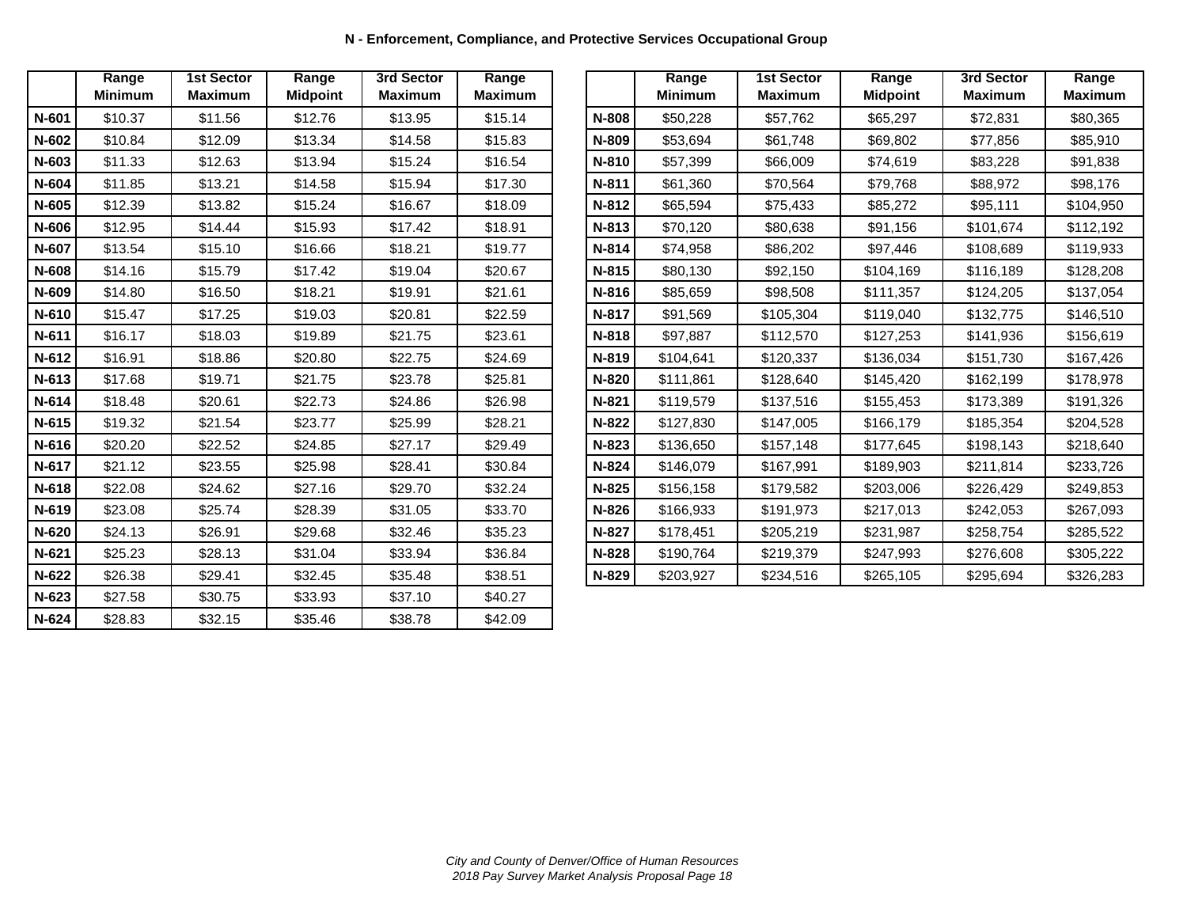## N - Enforcement, Compliance, and Protective Services Occupational Group

| | Range Minimum | 1st Sector Maximum | Range Midpoint | 3rd Sector Maximum | Range Maximum |
|---|---|---|---|---|---|
| **N-601** | $10.37 | $11.56 | $12.76 | $13.95 | $15.14 |
| **N-602** | $10.84 | $12.09 | $13.34 | $14.58 | $15.83 |
| **N-603** | $11.33 | $12.63 | $13.94 | $15.24 | $16.54 |
| **N-604** | $11.85 | $13.21 | $14.58 | $15.94 | $17.30 |
| **N-605** | $12.39 | $13.82 | $15.24 | $16.67 | $18.09 |
| **N-606** | $12.95 | $14.44 | $15.93 | $17.42 | $18.91 |
| **N-607** | $13.54 | $15.10 | $16.66 | $18.21 | $19.77 |
| **N-608** | $14.16 | $15.79 | $17.42 | $19.04 | $20.67 |
| **N-609** | $14.80 | $16.50 | $18.21 | $19.91 | $21.61 |
| **N-610** | $15.47 | $17.25 | $19.03 | $20.81 | $22.59 |
| **N-611** | $16.17 | $18.03 | $19.89 | $21.75 | $23.61 |
| **N-612** | $16.91 | $18.86 | $20.80 | $22.75 | $24.69 |
| **N-613** | $17.68 | $19.71 | $21.75 | $23.78 | $25.81 |
| **N-614** | $18.48 | $20.61 | $22.73 | $24.86 | $26.98 |
| **N-615** | $19.32 | $21.54 | $23.77 | $25.99 | $28.21 |
| **N-616** | $20.20 | $22.52 | $24.85 | $27.17 | $29.49 |
| **N-617** | $21.12 | $23.55 | $25.98 | $28.41 | $30.84 |
| **N-618** | $22.08 | $24.62 | $27.16 | $29.70 | $32.24 |
| **N-619** | $23.08 | $25.74 | $28.39 | $31.05 | $33.70 |
| **N-620** | $24.13 | $26.91 | $29.68 | $32.46 | $35.23 |
| **N-621** | $25.23 | $28.13 | $31.04 | $33.94 | $36.84 |
| **N-622** | $26.38 | $29.41 | $32.45 | $35.48 | $38.51 |
| **N-623** | $27.58 | $30.75 | $33.93 | $37.10 | $40.27 |
| **N-624** | $28.83 | $32.15 | $35.46 | $38.78 | $42.09 |

| | Range Minimum | 1st Sector Maximum | Range Midpoint | 3rd Sector Maximum | Range Maximum |
|---|---|---|---|---|---|
| **N-808** | $50,228 | $57,762 | $65,297 | $72,831 | $80,365 |
| **N-809** | $53,694 | $61,748 | $69,802 | $77,856 | $85,910 |
| **N-810** | $57,399 | $66,009 | $74,619 | $83,228 | $91,838 |
| **N-811** | $61,360 | $70,564 | $79,768 | $88,972 | $98,176 |
| **N-812** | $65,594 | $75,433 | $85,272 | $95,111 | $104,950 |
| **N-813** | $70,120 | $80,638 | $91,156 | $101,674 | $112,192 |
| **N-814** | $74,958 | $86,202 | $97,446 | $108,689 | $119,933 |
| **N-815** | $80,130 | $92,150 | $104,169 | $116,189 | $128,208 |
| **N-816** | $85,659 | $98,508 | $111,357 | $124,205 | $137,054 |
| **N-817** | $91,569 | $105,304 | $119,040 | $132,775 | $146,510 |
| **N-818** | $97,887 | $112,570 | $127,253 | $141,936 | $156,619 |
| **N-819** | $104,641 | $120,337 | $136,034 | $151,730 | $167,426 |
| **N-820** | $111,861 | $128,640 | $145,420 | $162,199 | $178,978 |
| **N-821** | $119,579 | $137,516 | $155,453 | $173,389 | $191,326 |
| **N-822** | $127,830 | $147,005 | $166,179 | $185,354 | $204,528 |
| **N-823** | $136,650 | $157,148 | $177,645 | $198,143 | $218,640 |
| **N-824** | $146,079 | $167,991 | $189,903 | $211,814 | $233,726 |
| **N-825** | $156,158 | $179,582 | $203,006 | $226,429 | $249,853 |
| **N-826** | $166,933 | $191,973 | $217,013 | $242,053 | $267,093 |
| **N-827** | $178,451 | $205,219 | $231,987 | $258,754 | $285,522 |
| **N-828** | $190,764 | $219,379 | $247,993 | $276,608 | $305,222 |
| **N-829** | $203,927 | $234,516 | $265,105 | $295,694 | $326,283 |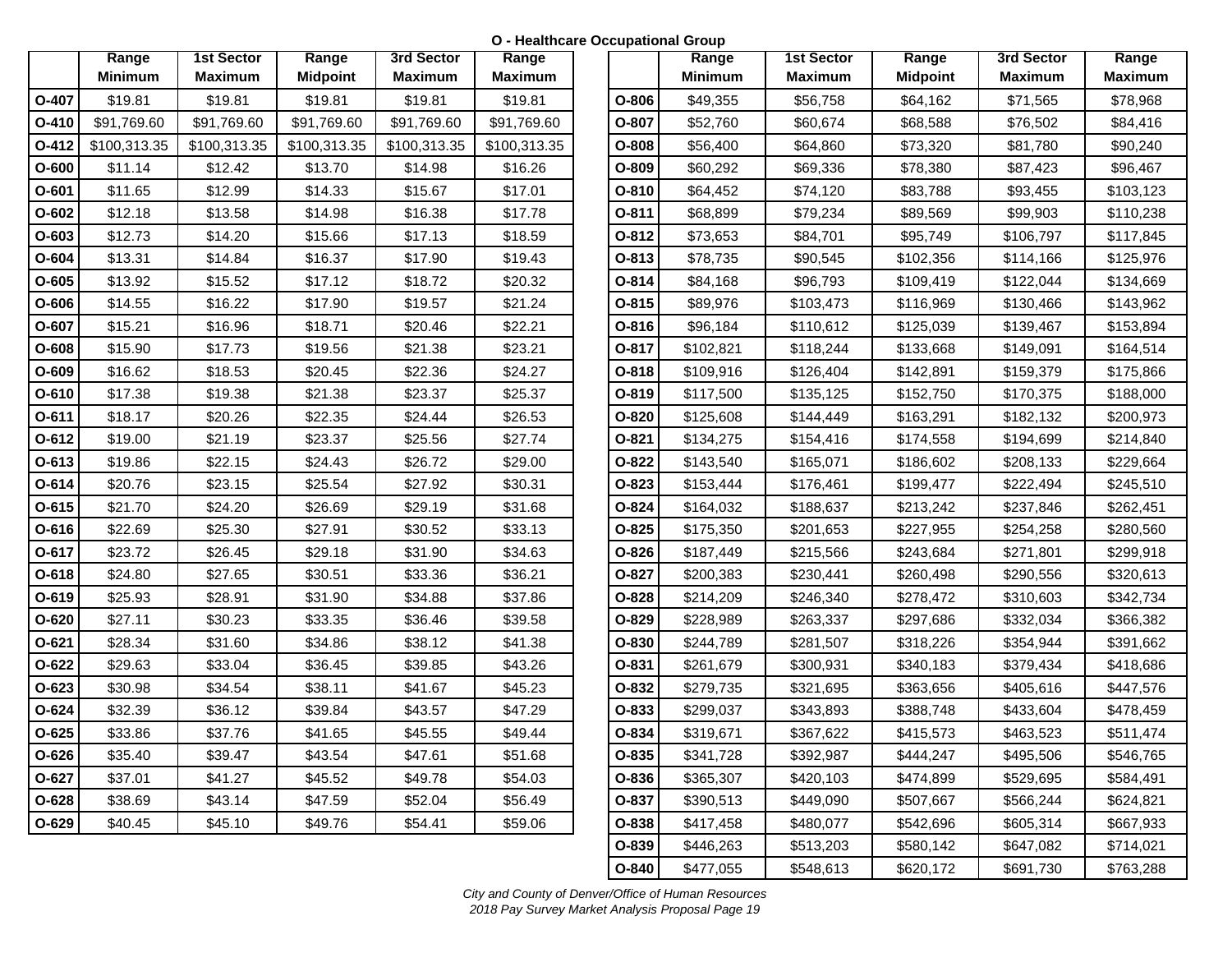## O - Healthcare Occupational Group

| | Range Minimum | 1st Sector Maximum | Range Midpoint | 3rd Sector Maximum | Range Maximum |
|---|---|---|---|---|---|
| O-407 | $19.81 | $19.81 | $19.81 | $19.81 | $19.81 |
| O-410 | $91,769.60 | $91,769.60 | $91,769.60 | $91,769.60 | $91,769.60 |
| O-412 | $100,313.35 | $100,313.35 | $100,313.35 | $100,313.35 | $100,313.35 |
| O-600 | $11.14 | $12.42 | $13.70 | $14.98 | $16.26 |
| O-601 | $11.65 | $12.99 | $14.33 | $15.67 | $17.01 |
| O-602 | $12.18 | $13.58 | $14.98 | $16.38 | $17.78 |
| O-603 | $12.73 | $14.20 | $15.66 | $17.13 | $18.59 |
| O-604 | $13.31 | $14.84 | $16.37 | $17.90 | $19.43 |
| O-605 | $13.92 | $15.52 | $17.12 | $18.72 | $20.32 |
| O-606 | $14.55 | $16.22 | $17.90 | $19.57 | $21.24 |
| O-607 | $15.21 | $16.96 | $18.71 | $20.46 | $22.21 |
| O-608 | $15.90 | $17.73 | $19.56 | $21.38 | $23.21 |
| O-609 | $16.62 | $18.53 | $20.45 | $22.36 | $24.27 |
| O-610 | $17.38 | $19.38 | $21.38 | $23.37 | $25.37 |
| O-611 | $18.17 | $20.26 | $22.35 | $24.44 | $26.53 |
| O-612 | $19.00 | $21.19 | $23.37 | $25.56 | $27.74 |
| O-613 | $19.86 | $22.15 | $24.43 | $26.72 | $29.00 |
| O-614 | $20.76 | $23.15 | $25.54 | $27.92 | $30.31 |
| O-615 | $21.70 | $24.20 | $26.69 | $29.19 | $31.68 |
| O-616 | $22.69 | $25.30 | $27.91 | $30.52 | $33.13 |
| O-617 | $23.72 | $26.45 | $29.18 | $31.90 | $34.63 |
| O-618 | $24.80 | $27.65 | $30.51 | $33.36 | $36.21 |
| O-619 | $25.93 | $28.91 | $31.90 | $34.88 | $37.86 |
| O-620 | $27.11 | $30.23 | $33.35 | $36.46 | $39.58 |
| O-621 | $28.34 | $31.60 | $34.86 | $38.12 | $41.38 |
| O-622 | $29.63 | $33.04 | $36.45 | $39.85 | $43.26 |
| O-623 | $30.98 | $34.54 | $38.11 | $41.67 | $45.23 |
| O-624 | $32.39 | $36.12 | $39.84 | $43.57 | $47.29 |
| O-625 | $33.86 | $37.76 | $41.65 | $45.55 | $49.44 |
| O-626 | $35.40 | $39.47 | $43.54 | $47.61 | $51.68 |
| O-627 | $37.01 | $41.27 | $45.52 | $49.78 | $54.03 |
| O-628 | $38.69 | $43.14 | $47.59 | $52.04 | $56.49 |
| O-629 | $40.45 | $45.10 | $49.76 | $54.41 | $59.06 |

| | Range Minimum | 1st Sector Maximum | Range Midpoint | 3rd Sector Maximum | Range Maximum |
|---|---|---|---|---|---|
| O-806 | $49,355 | $56,758 | $64,162 | $71,565 | $78,968 |
| O-807 | $52,760 | $60,674 | $68,588 | $76,502 | $84,416 |
| O-808 | $56,400 | $64,860 | $73,320 | $81,780 | $90,240 |
| O-809 | $60,292 | $69,336 | $78,380 | $87,423 | $96,467 |
| O-810 | $64,452 | $74,120 | $83,788 | $93,455 | $103,123 |
| O-811 | $68,899 | $79,234 | $89,569 | $99,903 | $110,238 |
| O-812 | $73,653 | $84,701 | $95,749 | $106,797 | $117,845 |
| O-813 | $78,735 | $90,545 | $102,356 | $114,166 | $125,976 |
| O-814 | $84,168 | $96,793 | $109,419 | $122,044 | $134,669 |
| O-815 | $89,976 | $103,473 | $116,969 | $130,466 | $143,962 |
| O-816 | $96,184 | $110,612 | $125,039 | $139,467 | $153,894 |
| O-817 | $102,821 | $118,244 | $133,668 | $149,091 | $164,514 |
| O-818 | $109,916 | $126,404 | $142,891 | $159,379 | $175,866 |
| O-819 | $117,500 | $135,125 | $152,750 | $170,375 | $188,000 |
| O-820 | $125,608 | $144,449 | $163,291 | $182,132 | $200,973 |
| O-821 | $134,275 | $154,416 | $174,558 | $194,699 | $214,840 |
| O-822 | $143,540 | $165,071 | $186,602 | $208,133 | $229,664 |
| O-823 | $153,444 | $176,461 | $199,477 | $222,494 | $245,510 |
| O-824 | $164,032 | $188,637 | $213,242 | $237,846 | $262,451 |
| O-825 | $175,350 | $201,653 | $227,955 | $254,258 | $280,560 |
| O-826 | $187,449 | $215,566 | $243,684 | $271,801 | $299,918 |
| O-827 | $200,383 | $230,441 | $260,498 | $290,556 | $320,613 |
| O-828 | $214,209 | $246,340 | $278,472 | $310,603 | $342,734 |
| O-829 | $228,989 | $263,337 | $297,686 | $332,034 | $366,382 |
| O-830 | $244,789 | $281,507 | $318,226 | $354,944 | $391,662 |
| O-831 | $261,679 | $300,931 | $340,183 | $379,434 | $418,686 |
| O-832 | $279,735 | $321,695 | $363,656 | $405,616 | $447,576 |
| O-833 | $299,037 | $343,893 | $388,748 | $433,604 | $478,459 |
| O-834 | $319,671 | $367,622 | $415,573 | $463,523 | $511,474 |
| O-835 | $341,728 | $392,987 | $444,247 | $495,506 | $546,765 |
| O-836 | $365,307 | $420,103 | $474,899 | $529,695 | $584,491 |
| O-837 | $390,513 | $449,090 | $507,667 | $566,244 | $624,821 |
| O-838 | $417,458 | $480,077 | $542,696 | $605,314 | $667,933 |
| O-839 | $446,263 | $513,203 | $580,142 | $647,082 | $714,021 |
| O-840 | $477,055 | $548,613 | $620,172 | $691,730 | $763,288 |

*City and County of Denver/Office of Human Resources*
*2018 Pay Survey Market Analysis Proposal Page 19*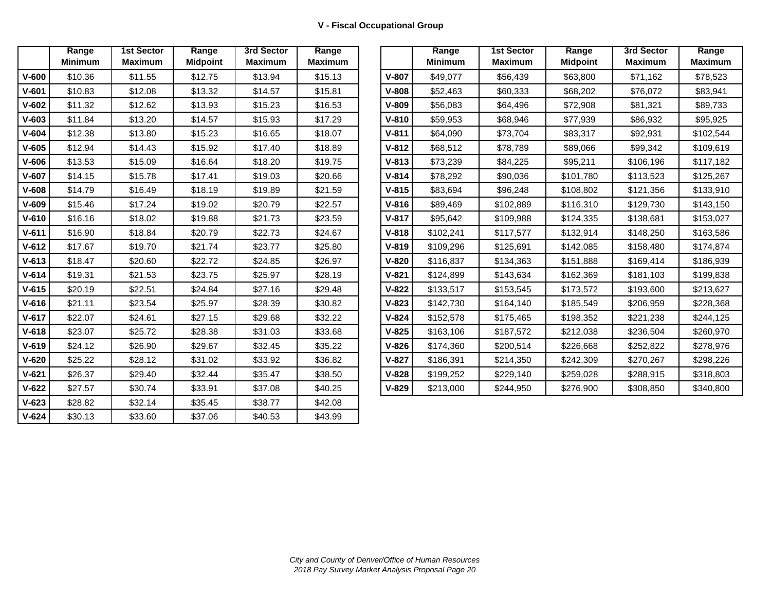## V - Fiscal Occupational Group

| | Range Minimum | 1st Sector Maximum | Range Midpoint | 3rd Sector Maximum | Range Maximum |
|---|---|---|---|---|---|
| **V-600** | $10.36 | $11.55 | $12.75 | $13.94 | $15.13 |
| **V-601** | $10.83 | $12.08 | $13.32 | $14.57 | $15.81 |
| **V-602** | $11.32 | $12.62 | $13.93 | $15.23 | $16.53 |
| **V-603** | $11.84 | $13.20 | $14.57 | $15.93 | $17.29 |
| **V-604** | $12.38 | $13.80 | $15.23 | $16.65 | $18.07 |
| **V-605** | $12.94 | $14.43 | $15.92 | $17.40 | $18.89 |
| **V-606** | $13.53 | $15.09 | $16.64 | $18.20 | $19.75 |
| **V-607** | $14.15 | $15.78 | $17.41 | $19.03 | $20.66 |
| **V-608** | $14.79 | $16.49 | $18.19 | $19.89 | $21.59 |
| **V-609** | $15.46 | $17.24 | $19.02 | $20.79 | $22.57 |
| **V-610** | $16.16 | $18.02 | $19.88 | $21.73 | $23.59 |
| **V-611** | $16.90 | $18.84 | $20.79 | $22.73 | $24.67 |
| **V-612** | $17.67 | $19.70 | $21.74 | $23.77 | $25.80 |
| **V-613** | $18.47 | $20.60 | $22.72 | $24.85 | $26.97 |
| **V-614** | $19.31 | $21.53 | $23.75 | $25.97 | $28.19 |
| **V-615** | $20.19 | $22.51 | $24.84 | $27.16 | $29.48 |
| **V-616** | $21.11 | $23.54 | $25.97 | $28.39 | $30.82 |
| **V-617** | $22.07 | $24.61 | $27.15 | $29.68 | $32.22 |
| **V-618** | $23.07 | $25.72 | $28.38 | $31.03 | $33.68 |
| **V-619** | $24.12 | $26.90 | $29.67 | $32.45 | $35.22 |
| **V-620** | $25.22 | $28.12 | $31.02 | $33.92 | $36.82 |
| **V-621** | $26.37 | $29.40 | $32.44 | $35.47 | $38.50 |
| **V-622** | $27.57 | $30.74 | $33.91 | $37.08 | $40.25 |
| **V-623** | $28.82 | $32.14 | $35.45 | $38.77 | $42.08 |
| **V-624** | $30.13 | $33.60 | $37.06 | $40.53 | $43.99 |

| | Range Minimum | 1st Sector Maximum | Range Midpoint | 3rd Sector Maximum | Range Maximum |
|---|---|---|---|---|---|
| **V-807** | $49,077 | $56,439 | $63,800 | $71,162 | $78,523 |
| **V-808** | $52,463 | $60,333 | $68,202 | $76,072 | $83,941 |
| **V-809** | $56,083 | $64,496 | $72,908 | $81,321 | $89,733 |
| **V-810** | $59,953 | $68,946 | $77,939 | $86,932 | $95,925 |
| **V-811** | $64,090 | $73,704 | $83,317 | $92,931 | $102,544 |
| **V-812** | $68,512 | $78,789 | $89,066 | $99,342 | $109,619 |
| **V-813** | $73,239 | $84,225 | $95,211 | $106,196 | $117,182 |
| **V-814** | $78,292 | $90,036 | $101,780 | $113,523 | $125,267 |
| **V-815** | $83,694 | $96,248 | $108,802 | $121,356 | $133,910 |
| **V-816** | $89,469 | $102,889 | $116,310 | $129,730 | $143,150 |
| **V-817** | $95,642 | $109,988 | $124,335 | $138,681 | $153,027 |
| **V-818** | $102,241 | $117,577 | $132,914 | $148,250 | $163,586 |
| **V-819** | $109,296 | $125,691 | $142,085 | $158,480 | $174,874 |
| **V-820** | $116,837 | $134,363 | $151,888 | $169,414 | $186,939 |
| **V-821** | $124,899 | $143,634 | $162,369 | $181,103 | $199,838 |
| **V-822** | $133,517 | $153,545 | $173,572 | $193,600 | $213,627 |
| **V-823** | $142,730 | $164,140 | $185,549 | $206,959 | $228,368 |
| **V-824** | $152,578 | $175,465 | $198,352 | $221,238 | $244,125 |
| **V-825** | $163,106 | $187,572 | $212,038 | $236,504 | $260,970 |
| **V-826** | $174,360 | $200,514 | $226,668 | $252,822 | $278,976 |
| **V-827** | $186,391 | $214,350 | $242,309 | $270,267 | $298,226 |
| **V-828** | $199,252 | $229,140 | $259,028 | $288,915 | $318,803 |
| **V-829** | $213,000 | $244,950 | $276,900 | $308,850 | $340,800 |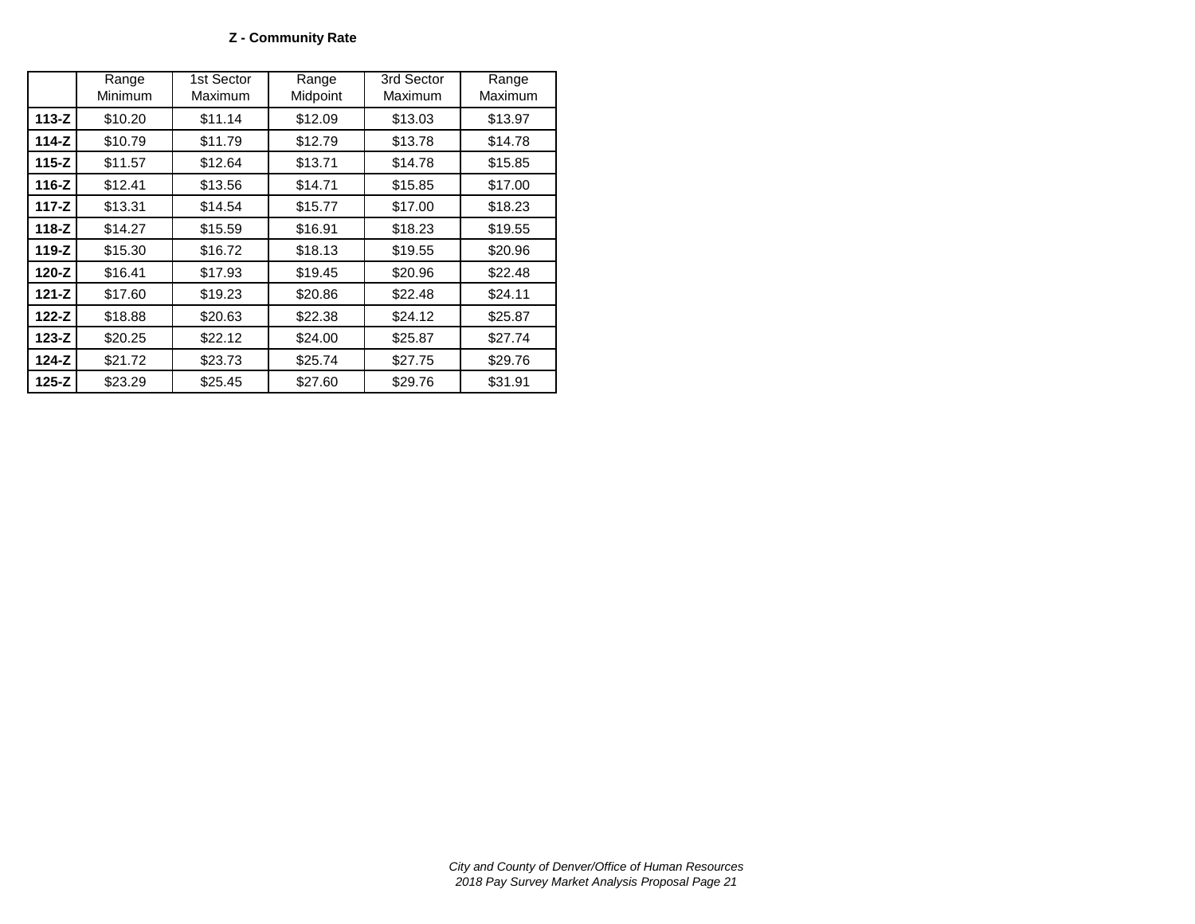**Z - Community Rate**

| | Range Minimum | 1st Sector Maximum | Range Midpoint | 3rd Sector Maximum | Range Maximum |
|---|---|---|---|---|---|
| **113-Z** | $10.20 | $11.14 | $12.09 | $13.03 | $13.97 |
| **114-Z** | $10.79 | $11.79 | $12.79 | $13.78 | $14.78 |
| **115-Z** | $11.57 | $12.64 | $13.71 | $14.78 | $15.85 |
| **116-Z** | $12.41 | $13.56 | $14.71 | $15.85 | $17.00 |
| **117-Z** | $13.31 | $14.54 | $15.77 | $17.00 | $18.23 |
| **118-Z** | $14.27 | $15.59 | $16.91 | $18.23 | $19.55 |
| **119-Z** | $15.30 | $16.72 | $18.13 | $19.55 | $20.96 |
| **120-Z** | $16.41 | $17.93 | $19.45 | $20.96 | $22.48 |
| **121-Z** | $17.60 | $19.23 | $20.86 | $22.48 | $24.11 |
| **122-Z** | $18.88 | $20.63 | $22.38 | $24.12 | $25.87 |
| **123-Z** | $20.25 | $22.12 | $24.00 | $25.87 | $27.74 |
| **124-Z** | $21.72 | $23.73 | $25.74 | $27.75 | $29.76 |
| **125-Z** | $23.29 | $25.45 | $27.60 | $29.76 | $31.91 |